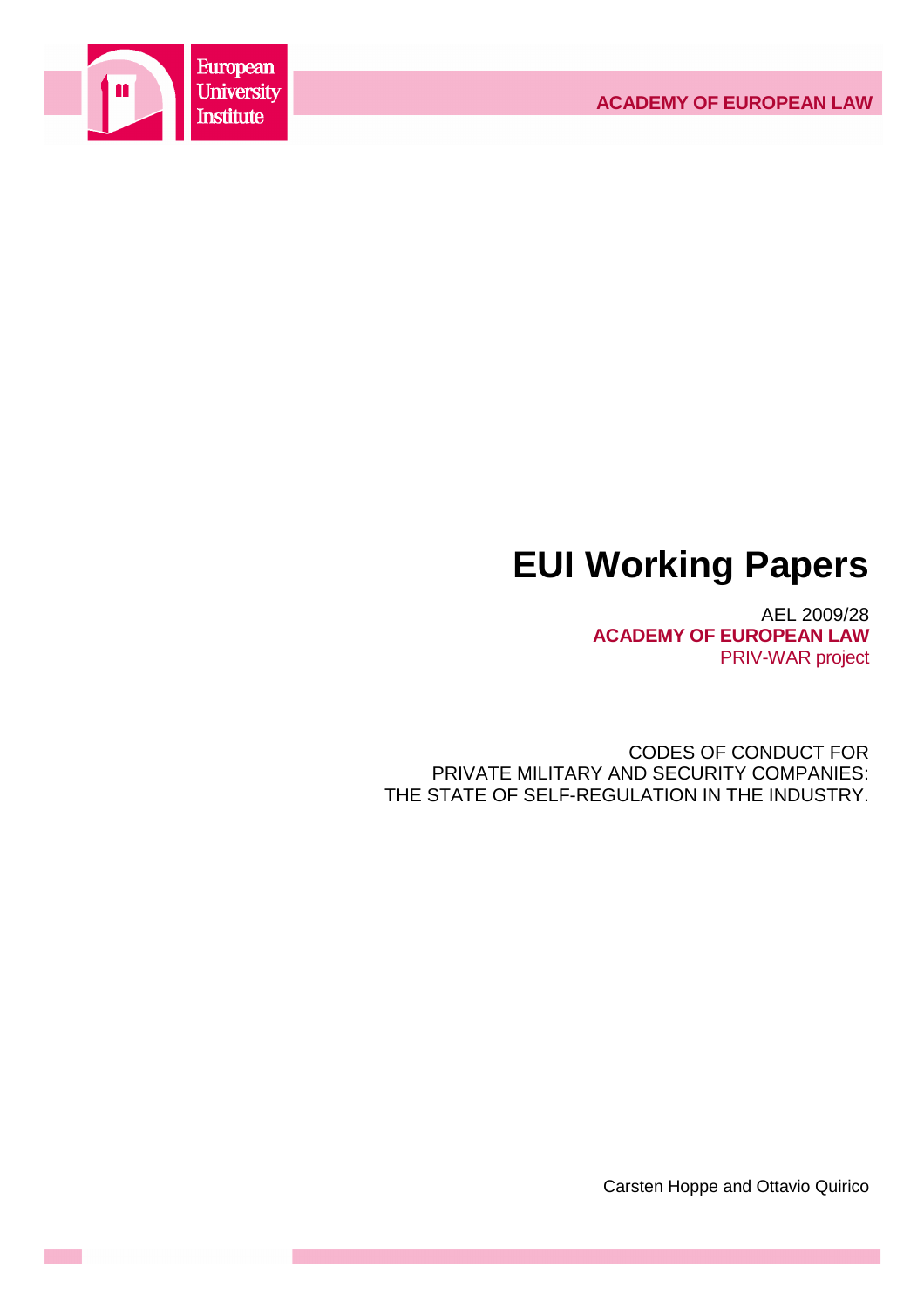European University Institute

ACADEMY OF EUROPEAN LAW

# EUI Working Papers

AEL 2009/28
**ACADEMY OF EUROPEAN LAW**
PRIV-WAR project

CODES OF CONDUCT FOR
PRIVATE MILITARY AND SECURITY COMPANIES:
THE STATE OF SELF-REGULATION IN THE INDUSTRY.

Carsten Hoppe and Ottavio Quirico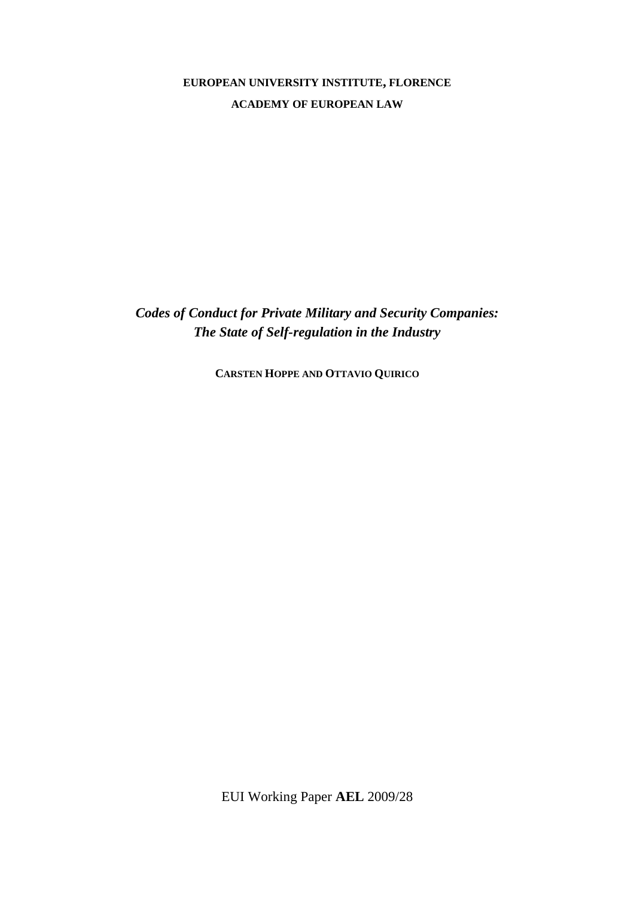**EUROPEAN UNIVERSITY INSTITUTE, FLORENCE**

**ACADEMY OF EUROPEAN LAW**

# *Codes of Conduct for Private Military and Security Companies: The State of Self-regulation in the Industry*

**CARSTEN HOPPE AND OTTAVIO QUIRICO**

EUI Working Paper **AEL** 2009/28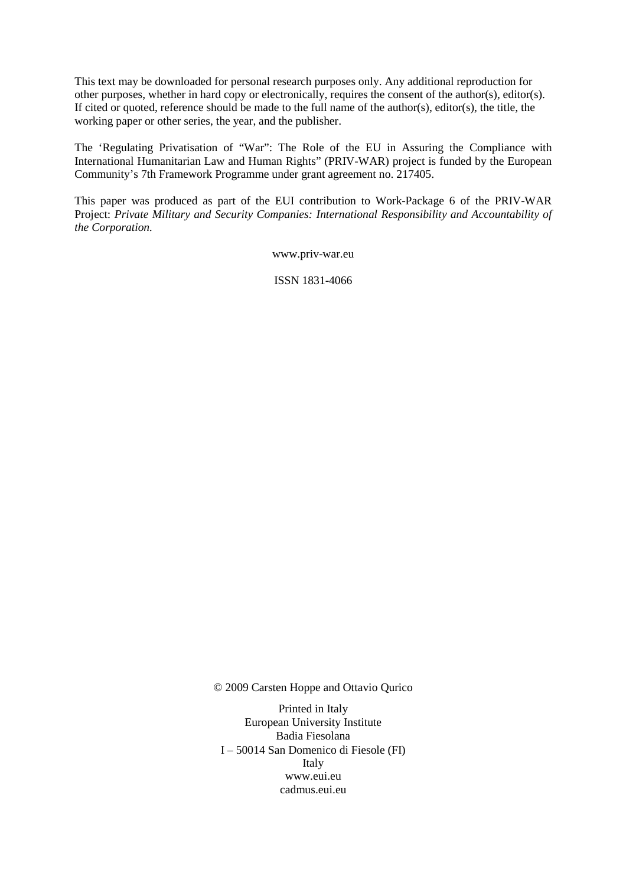This text may be downloaded for personal research purposes only. Any additional reproduction for other purposes, whether in hard copy or electronically, requires the consent of the author(s), editor(s). If cited or quoted, reference should be made to the full name of the author(s), editor(s), the title, the working paper or other series, the year, and the publisher.

The 'Regulating Privatisation of "War": The Role of the EU in Assuring the Compliance with International Humanitarian Law and Human Rights" (PRIV-WAR) project is funded by the European Community's 7th Framework Programme under grant agreement no. 217405.

This paper was produced as part of the EUI contribution to Work-Package 6 of the PRIV-WAR Project: *Private Military and Security Companies: International Responsibility and Accountability of the Corporation.*

www.priv-war.eu

ISSN 1831-4066

© 2009 Carsten Hoppe and Ottavio Qurico

Printed in Italy
European University Institute
Badia Fiesolana
I – 50014 San Domenico di Fiesole (FI)
Italy
www.eui.eu
cadmus.eui.eu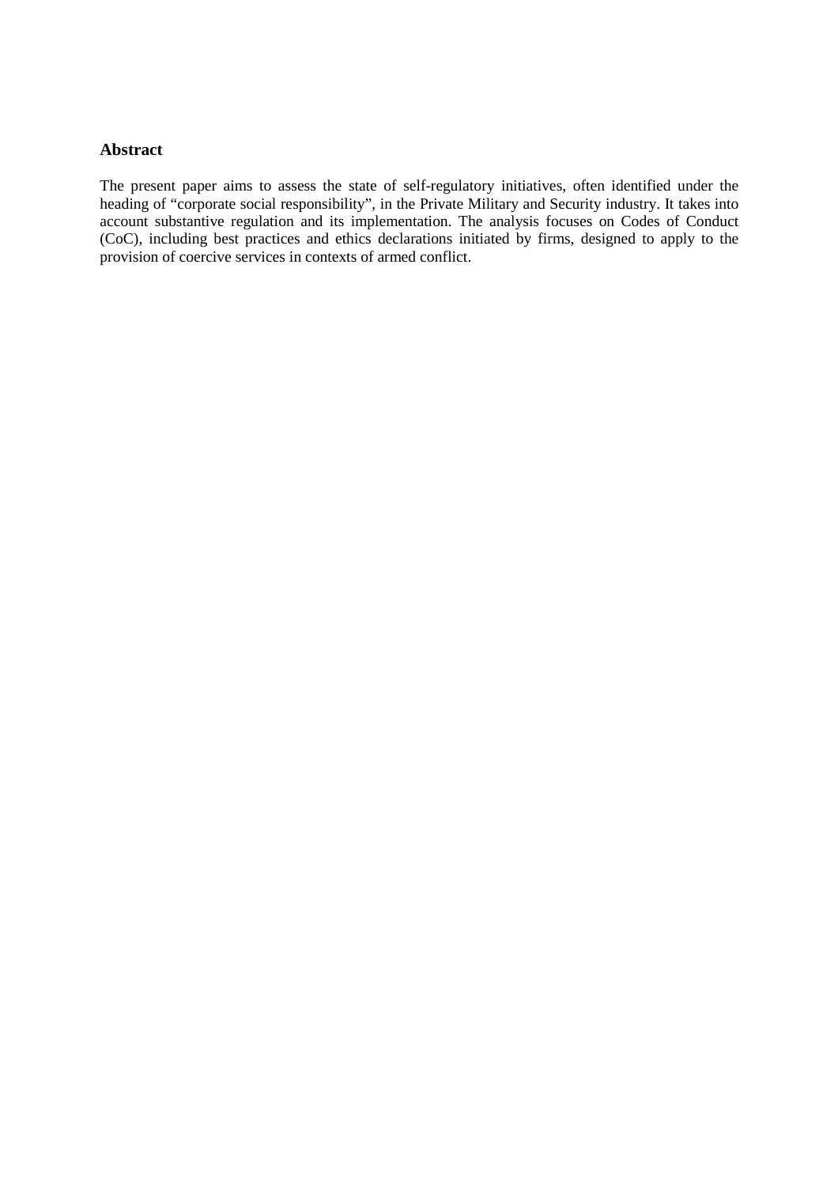## Abstract

The present paper aims to assess the state of self-regulatory initiatives, often identified under the heading of "corporate social responsibility", in the Private Military and Security industry. It takes into account substantive regulation and its implementation. The analysis focuses on Codes of Conduct (CoC), including best practices and ethics declarations initiated by firms, designed to apply to the provision of coercive services in contexts of armed conflict.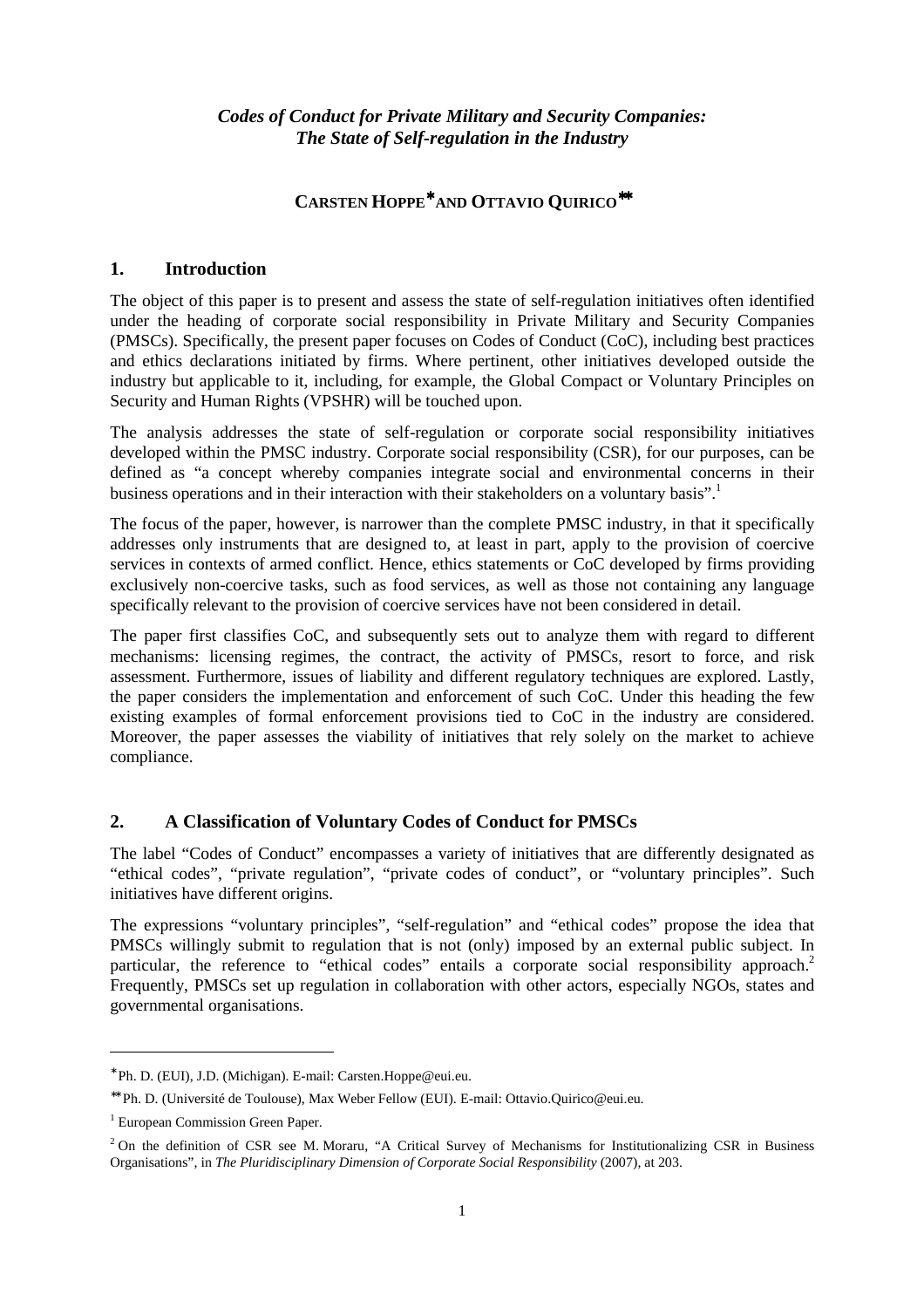*Codes of Conduct for Private Military and Security Companies:*
*The State of Self-regulation in the Industry*

**CARSTEN HOPPE[*] AND OTTAVIO QUIRICO[**]**

## 1. Introduction

The object of this paper is to present and assess the state of self-regulation initiatives often identified under the heading of corporate social responsibility in Private Military and Security Companies (PMSCs). Specifically, the present paper focuses on Codes of Conduct (CoC), including best practices and ethics declarations initiated by firms. Where pertinent, other initiatives developed outside the industry but applicable to it, including, for example, the Global Compact or Voluntary Principles on Security and Human Rights (VPSHR) will be touched upon.

The analysis addresses the state of self-regulation or corporate social responsibility initiatives developed within the PMSC industry. Corporate social responsibility (CSR), for our purposes, can be defined as "a concept whereby companies integrate social and environmental concerns in their business operations and in their interaction with their stakeholders on a voluntary basis".[1]

The focus of the paper, however, is narrower than the complete PMSC industry, in that it specifically addresses only instruments that are designed to, at least in part, apply to the provision of coercive services in contexts of armed conflict. Hence, ethics statements or CoC developed by firms providing exclusively non-coercive tasks, such as food services, as well as those not containing any language specifically relevant to the provision of coercive services have not been considered in detail.

The paper first classifies CoC, and subsequently sets out to analyze them with regard to different mechanisms: licensing regimes, the contract, the activity of PMSCs, resort to force, and risk assessment. Furthermore, issues of liability and different regulatory techniques are explored. Lastly, the paper considers the implementation and enforcement of such CoC. Under this heading the few existing examples of formal enforcement provisions tied to CoC in the industry are considered. Moreover, the paper assesses the viability of initiatives that rely solely on the market to achieve compliance.

## 2. A Classification of Voluntary Codes of Conduct for PMSCs

The label "Codes of Conduct" encompasses a variety of initiatives that are differently designated as "ethical codes", "private regulation", "private codes of conduct", or "voluntary principles". Such initiatives have different origins.

The expressions "voluntary principles", "self-regulation" and "ethical codes" propose the idea that PMSCs willingly submit to regulation that is not (only) imposed by an external public subject. In particular, the reference to "ethical codes" entails a corporate social responsibility approach.[2] Frequently, PMSCs set up regulation in collaboration with other actors, especially NGOs, states and governmental organisations.

---

[*] Ph. D. (EUI), J.D. (Michigan). E-mail: Carsten.Hoppe@eui.eu.

[**] Ph. D. (Université de Toulouse), Max Weber Fellow (EUI). E-mail: Ottavio.Quirico@eui.eu.

[1] European Commission Green Paper.

[2] On the definition of CSR see M. Moraru, "A Critical Survey of Mechanisms for Institutionalizing CSR in Business Organisations", in *The Pluridisciplinary Dimension of Corporate Social Responsibility* (2007), at 203.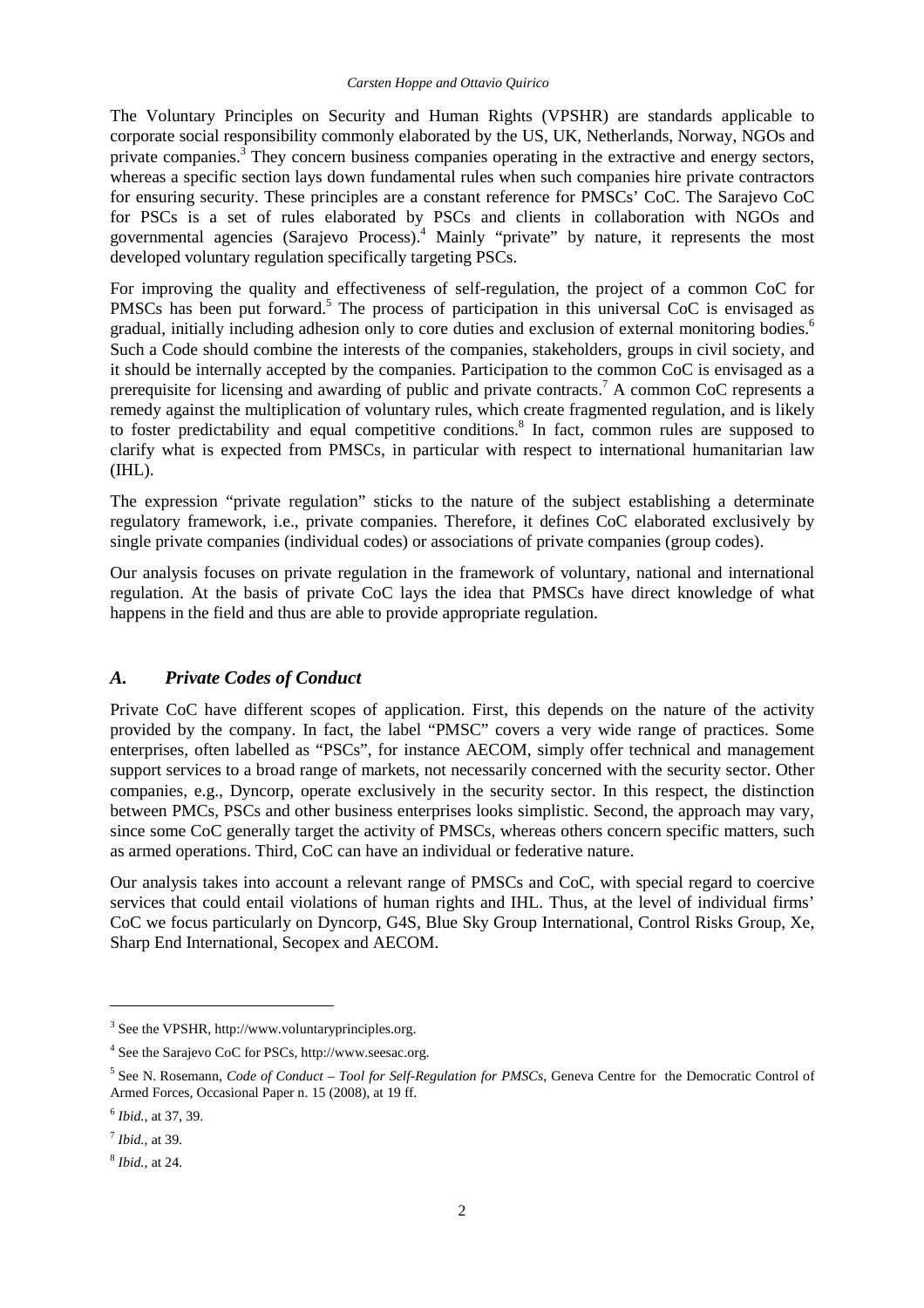The Voluntary Principles on Security and Human Rights (VPSHR) are standards applicable to corporate social responsibility commonly elaborated by the US, UK, Netherlands, Norway, NGOs and private companies.[3] They concern business companies operating in the extractive and energy sectors, whereas a specific section lays down fundamental rules when such companies hire private contractors for ensuring security. These principles are a constant reference for PMSCs' CoC. The Sarajevo CoC for PSCs is a set of rules elaborated by PSCs and clients in collaboration with NGOs and governmental agencies (Sarajevo Process).[4] Mainly "private" by nature, it represents the most developed voluntary regulation specifically targeting PSCs.

For improving the quality and effectiveness of self-regulation, the project of a common CoC for PMSCs has been put forward.[5] The process of participation in this universal CoC is envisaged as gradual, initially including adhesion only to core duties and exclusion of external monitoring bodies.[6] Such a Code should combine the interests of the companies, stakeholders, groups in civil society, and it should be internally accepted by the companies. Participation to the common CoC is envisaged as a prerequisite for licensing and awarding of public and private contracts.[7] A common CoC represents a remedy against the multiplication of voluntary rules, which create fragmented regulation, and is likely to foster predictability and equal competitive conditions.[8] In fact, common rules are supposed to clarify what is expected from PMSCs, in particular with respect to international humanitarian law (IHL).

The expression "private regulation" sticks to the nature of the subject establishing a determinate regulatory framework, i.e., private companies. Therefore, it defines CoC elaborated exclusively by single private companies (individual codes) or associations of private companies (group codes).

Our analysis focuses on private regulation in the framework of voluntary, national and international regulation. At the basis of private CoC lays the idea that PMSCs have direct knowledge of what happens in the field and thus are able to provide appropriate regulation.

## *A. Private Codes of Conduct*

Private CoC have different scopes of application. First, this depends on the nature of the activity provided by the company. In fact, the label "PMSC" covers a very wide range of practices. Some enterprises, often labelled as "PSCs", for instance AECOM, simply offer technical and management support services to a broad range of markets, not necessarily concerned with the security sector. Other companies, e.g., Dyncorp, operate exclusively in the security sector. In this respect, the distinction between PMCs, PSCs and other business enterprises looks simplistic. Second, the approach may vary, since some CoC generally target the activity of PMSCs, whereas others concern specific matters, such as armed operations. Third, CoC can have an individual or federative nature.

Our analysis takes into account a relevant range of PMSCs and CoC, with special regard to coercive services that could entail violations of human rights and IHL. Thus, at the level of individual firms' CoC we focus particularly on Dyncorp, G4S, Blue Sky Group International, Control Risks Group, Xe, Sharp End International, Secopex and AECOM.

---

[3] See the VPSHR, http://www.voluntaryprinciples.org.

[4] See the Sarajevo CoC for PSCs, http://www.seesac.org.

[5] See N. Rosemann, *Code of Conduct – Tool for Self-Regulation for PMSCs*, Geneva Centre for the Democratic Control of Armed Forces, Occasional Paper n. 15 (2008), at 19 ff.

[6] *Ibid.*, at 37, 39.

[7] *Ibid.*, at 39.

[8] *Ibid.*, at 24.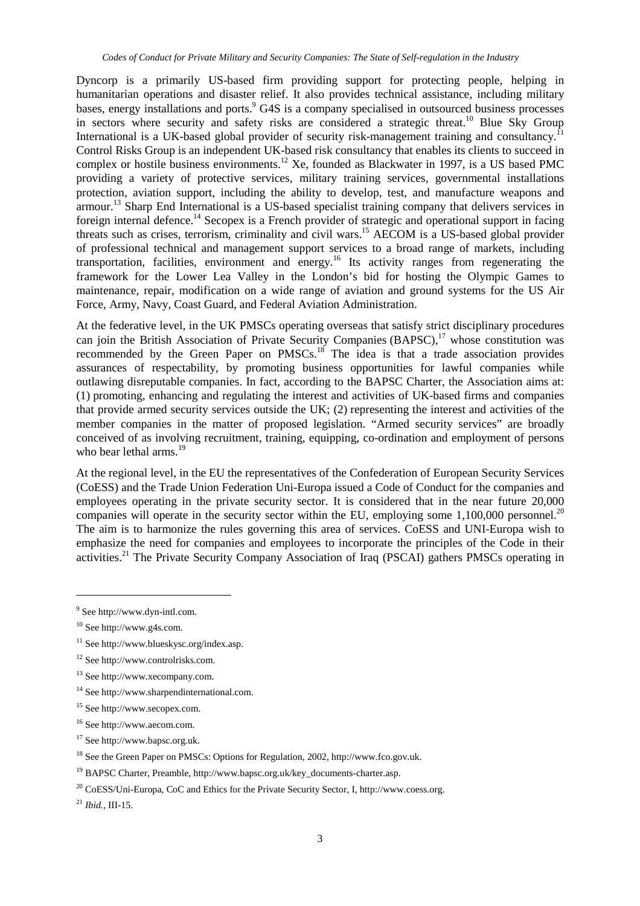Dyncorp is a primarily US-based firm providing support for protecting people, helping in humanitarian operations and disaster relief. It also provides technical assistance, including military bases, energy installations and ports.[9] G4S is a company specialised in outsourced business processes in sectors where security and safety risks are considered a strategic threat.[10] Blue Sky Group International is a UK-based global provider of security risk-management training and consultancy.[11] Control Risks Group is an independent UK-based risk consultancy that enables its clients to succeed in complex or hostile business environments.[12] Xe, founded as Blackwater in 1997, is a US based PMC providing a variety of protective services, military training services, governmental installations protection, aviation support, including the ability to develop, test, and manufacture weapons and armour.[13] Sharp End International is a US-based specialist training company that delivers services in foreign internal defence.[14] Secopex is a French provider of strategic and operational support in facing threats such as crises, terrorism, criminality and civil wars.[15] AECOM is a US-based global provider of professional technical and management support services to a broad range of markets, including transportation, facilities, environment and energy.[16] Its activity ranges from regenerating the framework for the Lower Lea Valley in the London's bid for hosting the Olympic Games to maintenance, repair, modification on a wide range of aviation and ground systems for the US Air Force, Army, Navy, Coast Guard, and Federal Aviation Administration.

At the federative level, in the UK PMSCs operating overseas that satisfy strict disciplinary procedures can join the British Association of Private Security Companies (BAPSC),[17] whose constitution was recommended by the Green Paper on PMSCs.[18] The idea is that a trade association provides assurances of respectability, by promoting business opportunities for lawful companies while outlawing disreputable companies. In fact, according to the BAPSC Charter, the Association aims at: (1) promoting, enhancing and regulating the interest and activities of UK-based firms and companies that provide armed security services outside the UK; (2) representing the interest and activities of the member companies in the matter of proposed legislation. "Armed security services" are broadly conceived of as involving recruitment, training, equipping, co-ordination and employment of persons who bear lethal arms.[19]

At the regional level, in the EU the representatives of the Confederation of European Security Services (CoESS) and the Trade Union Federation Uni-Europa issued a Code of Conduct for the companies and employees operating in the private security sector. It is considered that in the near future 20,000 companies will operate in the security sector within the EU, employing some 1,100,000 personnel.[20] The aim is to harmonize the rules governing this area of services. CoESS and UNI-Europa wish to emphasize the need for companies and employees to incorporate the principles of the Code in their activities.[21] The Private Security Company Association of Iraq (PSCAI) gathers PMSCs operating in

---

[9] See http://www.dyn-intl.com.

[10] See http://www.g4s.com.

[11] See http://www.blueskysc.org/index.asp.

[12] See http://www.controlrisks.com.

[13] See http://www.xecompany.com.

[14] See http://www.sharpendinternational.com.

[15] See http://www.secopex.com.

[16] See http://www.aecom.com.

[17] See http://www.bapsc.org.uk.

[18] See the Green Paper on PMSCs: Options for Regulation, 2002, http://www.fco.gov.uk.

[19] BAPSC Charter, Preamble, http://www.bapsc.org.uk/key_documents-charter.asp.

[20] CoESS/Uni-Europa, CoC and Ethics for the Private Security Sector, I, http://www.coess.org.

[21] *Ibid.*, III-15.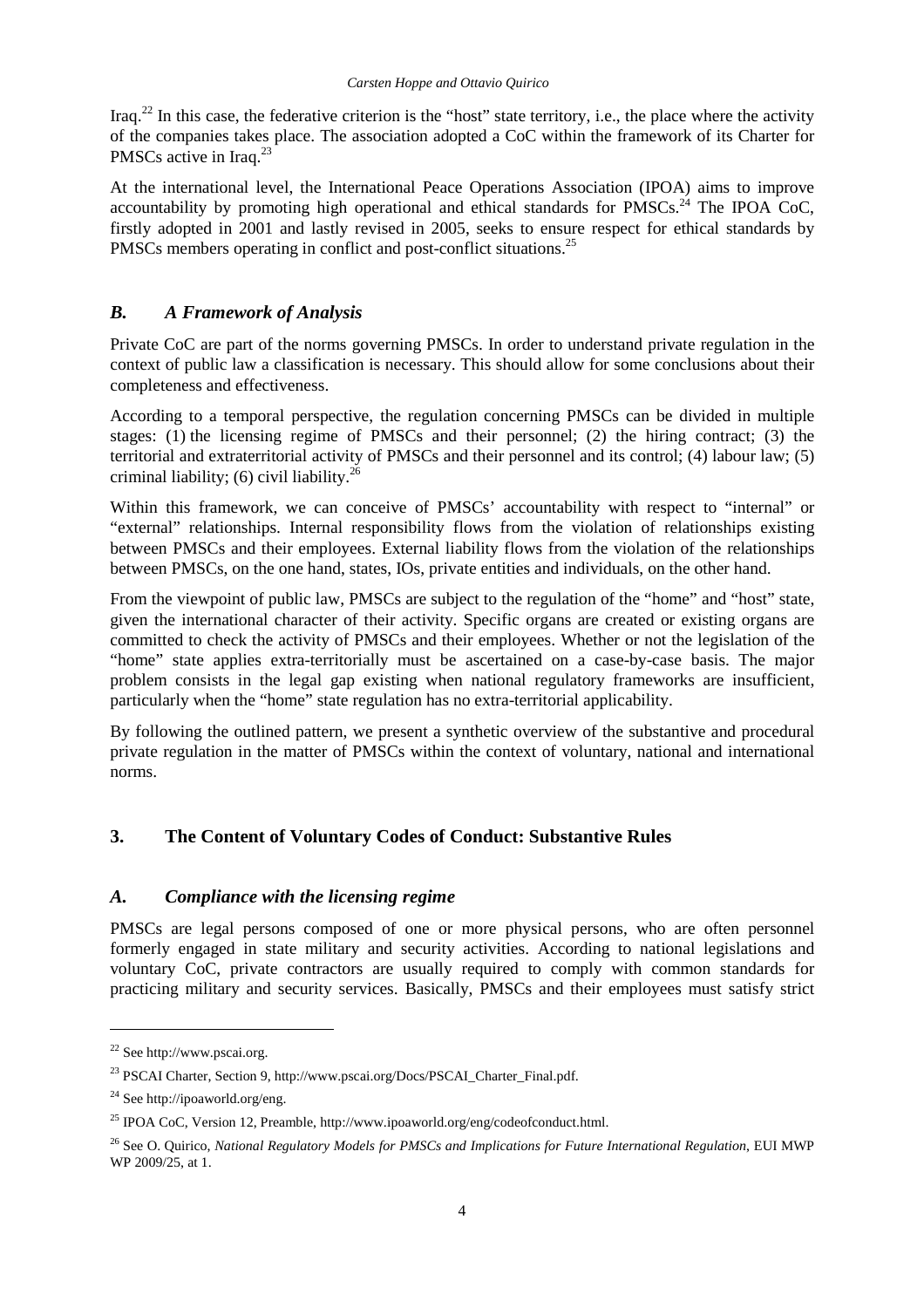Iraq.[22] In this case, the federative criterion is the "host" state territory, i.e., the place where the activity of the companies takes place. The association adopted a CoC within the framework of its Charter for PMSCs active in Iraq.[23]

At the international level, the International Peace Operations Association (IPOA) aims to improve accountability by promoting high operational and ethical standards for PMSCs.[24] The IPOA CoC, firstly adopted in 2001 and lastly revised in 2005, seeks to ensure respect for ethical standards by PMSCs members operating in conflict and post-conflict situations.[25]

### *B. A Framework of Analysis*

Private CoC are part of the norms governing PMSCs. In order to understand private regulation in the context of public law a classification is necessary. This should allow for some conclusions about their completeness and effectiveness.

According to a temporal perspective, the regulation concerning PMSCs can be divided in multiple stages: (1) the licensing regime of PMSCs and their personnel; (2) the hiring contract; (3) the territorial and extraterritorial activity of PMSCs and their personnel and its control; (4) labour law; (5) criminal liability; (6) civil liability.[26]

Within this framework, we can conceive of PMSCs' accountability with respect to "internal" or "external" relationships. Internal responsibility flows from the violation of relationships existing between PMSCs and their employees. External liability flows from the violation of the relationships between PMSCs, on the one hand, states, IOs, private entities and individuals, on the other hand.

From the viewpoint of public law, PMSCs are subject to the regulation of the "home" and "host" state, given the international character of their activity. Specific organs are created or existing organs are committed to check the activity of PMSCs and their employees. Whether or not the legislation of the "home" state applies extra-territorially must be ascertained on a case-by-case basis. The major problem consists in the legal gap existing when national regulatory frameworks are insufficient, particularly when the "home" state regulation has no extra-territorial applicability.

By following the outlined pattern, we present a synthetic overview of the substantive and procedural private regulation in the matter of PMSCs within the context of voluntary, national and international norms.

## 3. The Content of Voluntary Codes of Conduct: Substantive Rules

### *A. Compliance with the licensing regime*

PMSCs are legal persons composed of one or more physical persons, who are often personnel formerly engaged in state military and security activities. According to national legislations and voluntary CoC, private contractors are usually required to comply with common standards for practicing military and security services. Basically, PMSCs and their employees must satisfy strict

---

[22] See http://www.pscai.org.

[23] PSCAI Charter, Section 9, http://www.pscai.org/Docs/PSCAI_Charter_Final.pdf.

[24] See http://ipoaworld.org/eng.

[25] IPOA CoC, Version 12, Preamble, http://www.ipoaworld.org/eng/codeofconduct.html.

[26] See O. Quirico, *National Regulatory Models for PMSCs and Implications for Future International Regulation*, EUI MWP WP 2009/25, at 1.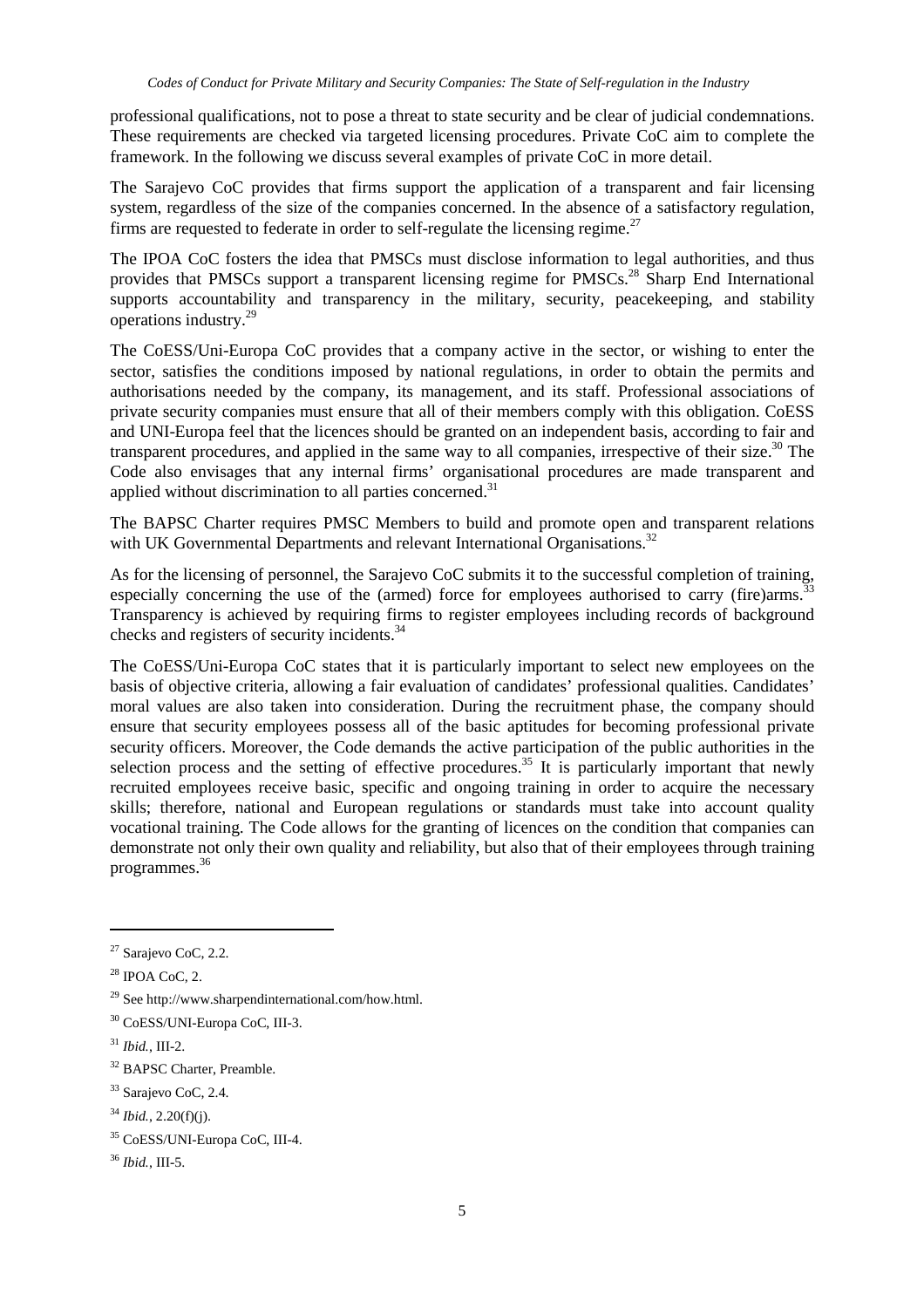professional qualifications, not to pose a threat to state security and be clear of judicial condemnations. These requirements are checked via targeted licensing procedures. Private CoC aim to complete the framework. In the following we discuss several examples of private CoC in more detail.

The Sarajevo CoC provides that firms support the application of a transparent and fair licensing system, regardless of the size of the companies concerned. In the absence of a satisfactory regulation, firms are requested to federate in order to self-regulate the licensing regime.[27]

The IPOA CoC fosters the idea that PMSCs must disclose information to legal authorities, and thus provides that PMSCs support a transparent licensing regime for PMSCs.[28] Sharp End International supports accountability and transparency in the military, security, peacekeeping, and stability operations industry.[29]

The CoESS/Uni-Europa CoC provides that a company active in the sector, or wishing to enter the sector, satisfies the conditions imposed by national regulations, in order to obtain the permits and authorisations needed by the company, its management, and its staff. Professional associations of private security companies must ensure that all of their members comply with this obligation. CoESS and UNI-Europa feel that the licences should be granted on an independent basis, according to fair and transparent procedures, and applied in the same way to all companies, irrespective of their size.[30] The Code also envisages that any internal firms' organisational procedures are made transparent and applied without discrimination to all parties concerned.[31]

The BAPSC Charter requires PMSC Members to build and promote open and transparent relations with UK Governmental Departments and relevant International Organisations.[32]

As for the licensing of personnel, the Sarajevo CoC submits it to the successful completion of training, especially concerning the use of the (armed) force for employees authorised to carry (fire)arms.[33] Transparency is achieved by requiring firms to register employees including records of background checks and registers of security incidents.[34]

The CoESS/Uni-Europa CoC states that it is particularly important to select new employees on the basis of objective criteria, allowing a fair evaluation of candidates' professional qualities. Candidates' moral values are also taken into consideration. During the recruitment phase, the company should ensure that security employees possess all of the basic aptitudes for becoming professional private security officers. Moreover, the Code demands the active participation of the public authorities in the selection process and the setting of effective procedures.[35] It is particularly important that newly recruited employees receive basic, specific and ongoing training in order to acquire the necessary skills; therefore, national and European regulations or standards must take into account quality vocational training. The Code allows for the granting of licences on the condition that companies can demonstrate not only their own quality and reliability, but also that of their employees through training programmes.[36]

---

[27] Sarajevo CoC, 2.2.

[28] IPOA CoC, 2.

[29] See http://www.sharpendinternational.com/how.html.

[30] CoESS/UNI-Europa CoC, III-3.

[31] *Ibid.*, III-2.

[32] BAPSC Charter, Preamble.

[33] Sarajevo CoC, 2.4.

[34] *Ibid.*, 2.20(f)(j).

[35] CoESS/UNI-Europa CoC, III-4.

[36] *Ibid.*, III-5.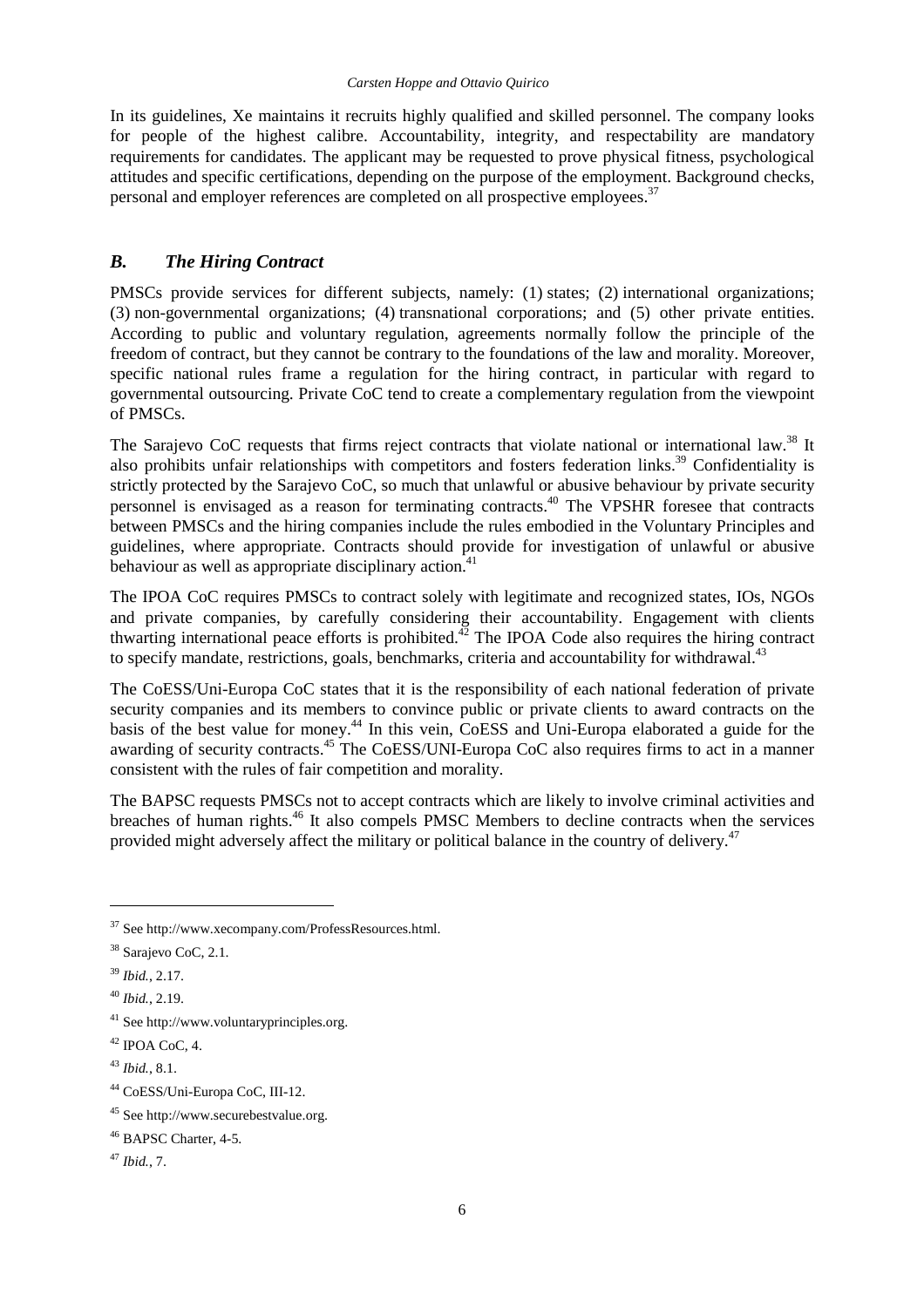In its guidelines, Xe maintains it recruits highly qualified and skilled personnel. The company looks for people of the highest calibre. Accountability, integrity, and respectability are mandatory requirements for candidates. The applicant may be requested to prove physical fitness, psychological attitudes and specific certifications, depending on the purpose of the employment. Background checks, personal and employer references are completed on all prospective employees.[37]

## *B. The Hiring Contract*

PMSCs provide services for different subjects, namely: (1) states; (2) international organizations; (3) non-governmental organizations; (4) transnational corporations; and (5) other private entities. According to public and voluntary regulation, agreements normally follow the principle of the freedom of contract, but they cannot be contrary to the foundations of the law and morality. Moreover, specific national rules frame a regulation for the hiring contract, in particular with regard to governmental outsourcing. Private CoC tend to create a complementary regulation from the viewpoint of PMSCs.

The Sarajevo CoC requests that firms reject contracts that violate national or international law.[38] It also prohibits unfair relationships with competitors and fosters federation links.[39] Confidentiality is strictly protected by the Sarajevo CoC, so much that unlawful or abusive behaviour by private security personnel is envisaged as a reason for terminating contracts.[40] The VPSHR foresee that contracts between PMSCs and the hiring companies include the rules embodied in the Voluntary Principles and guidelines, where appropriate. Contracts should provide for investigation of unlawful or abusive behaviour as well as appropriate disciplinary action.[41]

The IPOA CoC requires PMSCs to contract solely with legitimate and recognized states, IOs, NGOs and private companies, by carefully considering their accountability. Engagement with clients thwarting international peace efforts is prohibited.[42] The IPOA Code also requires the hiring contract to specify mandate, restrictions, goals, benchmarks, criteria and accountability for withdrawal.[43]

The CoESS/Uni-Europa CoC states that it is the responsibility of each national federation of private security companies and its members to convince public or private clients to award contracts on the basis of the best value for money.[44] In this vein, CoESS and Uni-Europa elaborated a guide for the awarding of security contracts.[45] The CoESS/UNI-Europa CoC also requires firms to act in a manner consistent with the rules of fair competition and morality.

The BAPSC requests PMSCs not to accept contracts which are likely to involve criminal activities and breaches of human rights.[46] It also compels PMSC Members to decline contracts when the services provided might adversely affect the military or political balance in the country of delivery.[47]

---

[37] See http://www.xecompany.com/ProfessResources.html.

[38] Sarajevo CoC, 2.1.

[39] *Ibid.*, 2.17.

[40] *Ibid.*, 2.19.

[41] See http://www.voluntaryprinciples.org.

[42] IPOA CoC, 4.

[43] *Ibid.*, 8.1.

[44] CoESS/Uni-Europa CoC, III-12.

[45] See http://www.securebestvalue.org.

[46] BAPSC Charter, 4-5.

[47] *Ibid.*, 7.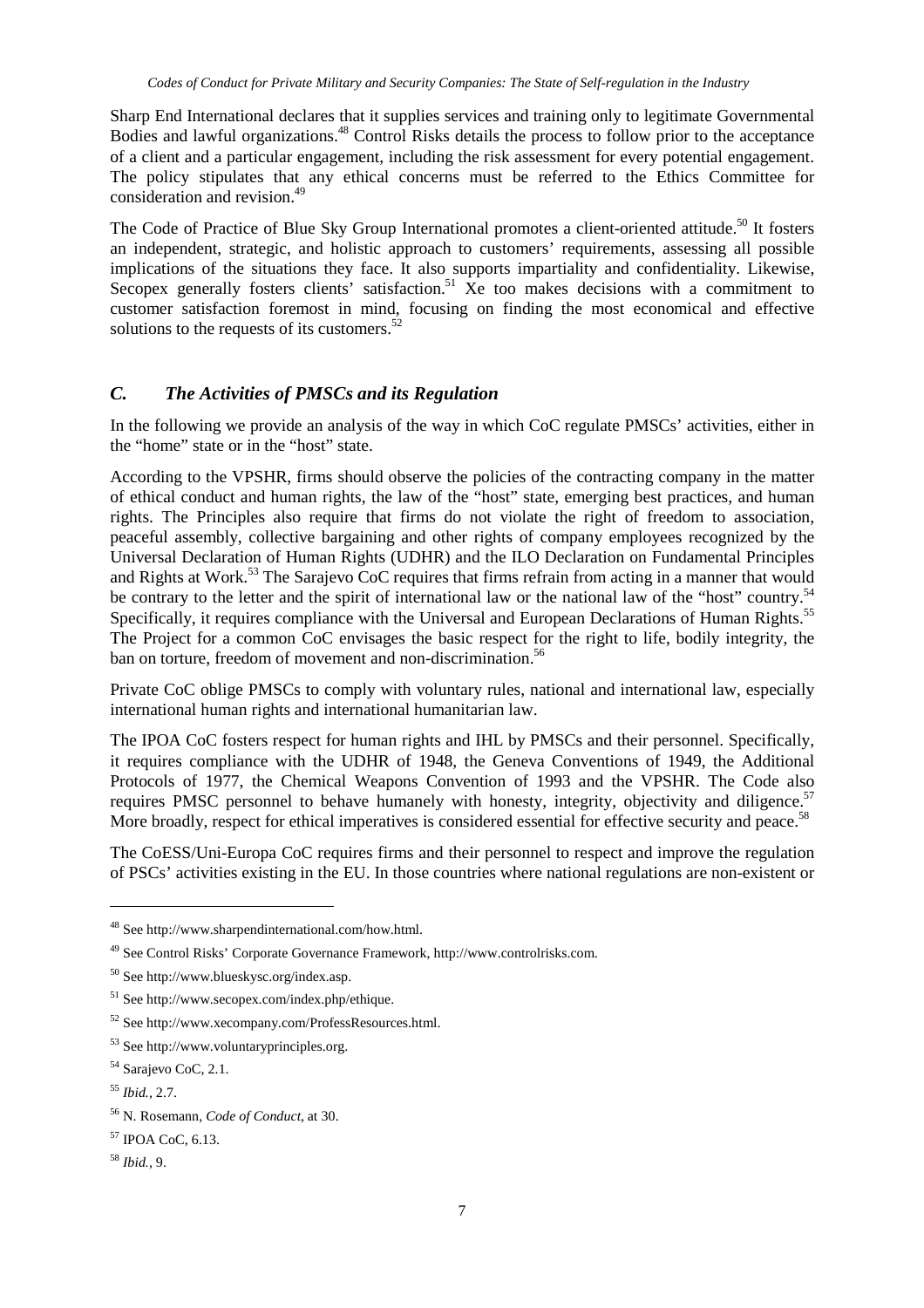Sharp End International declares that it supplies services and training only to legitimate Governmental Bodies and lawful organizations.[48] Control Risks details the process to follow prior to the acceptance of a client and a particular engagement, including the risk assessment for every potential engagement. The policy stipulates that any ethical concerns must be referred to the Ethics Committee for consideration and revision.[49]

The Code of Practice of Blue Sky Group International promotes a client-oriented attitude.[50] It fosters an independent, strategic, and holistic approach to customers' requirements, assessing all possible implications of the situations they face. It also supports impartiality and confidentiality. Likewise, Secopex generally fosters clients' satisfaction.[51] Xe too makes decisions with a commitment to customer satisfaction foremost in mind, focusing on finding the most economical and effective solutions to the requests of its customers.[52]

## *C. The Activities of PMSCs and its Regulation*

In the following we provide an analysis of the way in which CoC regulate PMSCs' activities, either in the "home" state or in the "host" state.

According to the VPSHR, firms should observe the policies of the contracting company in the matter of ethical conduct and human rights, the law of the "host" state, emerging best practices, and human rights. The Principles also require that firms do not violate the right of freedom to association, peaceful assembly, collective bargaining and other rights of company employees recognized by the Universal Declaration of Human Rights (UDHR) and the ILO Declaration on Fundamental Principles and Rights at Work.[53] The Sarajevo CoC requires that firms refrain from acting in a manner that would be contrary to the letter and the spirit of international law or the national law of the "host" country.[54] Specifically, it requires compliance with the Universal and European Declarations of Human Rights.[55] The Project for a common CoC envisages the basic respect for the right to life, bodily integrity, the ban on torture, freedom of movement and non-discrimination.[56]

Private CoC oblige PMSCs to comply with voluntary rules, national and international law, especially international human rights and international humanitarian law.

The IPOA CoC fosters respect for human rights and IHL by PMSCs and their personnel. Specifically, it requires compliance with the UDHR of 1948, the Geneva Conventions of 1949, the Additional Protocols of 1977, the Chemical Weapons Convention of 1993 and the VPSHR. The Code also requires PMSC personnel to behave humanely with honesty, integrity, objectivity and diligence.[57] More broadly, respect for ethical imperatives is considered essential for effective security and peace.[58]

The CoESS/Uni-Europa CoC requires firms and their personnel to respect and improve the regulation of PSCs' activities existing in the EU. In those countries where national regulations are non-existent or

---

[48] See http://www.sharpendinternational.com/how.html.

[49] See Control Risks' Corporate Governance Framework, http://www.controlrisks.com.

[50] See http://www.blueskysc.org/index.asp.

[51] See http://www.secopex.com/index.php/ethique.

[52] See http://www.xecompany.com/ProfessResources.html.

[53] See http://www.voluntaryprinciples.org.

[54] Sarajevo CoC, 2.1.

[55] *Ibid.*, 2.7.

[56] N. Rosemann, *Code of Conduct*, at 30.

[57] IPOA CoC, 6.13.

[58] *Ibid.*, 9.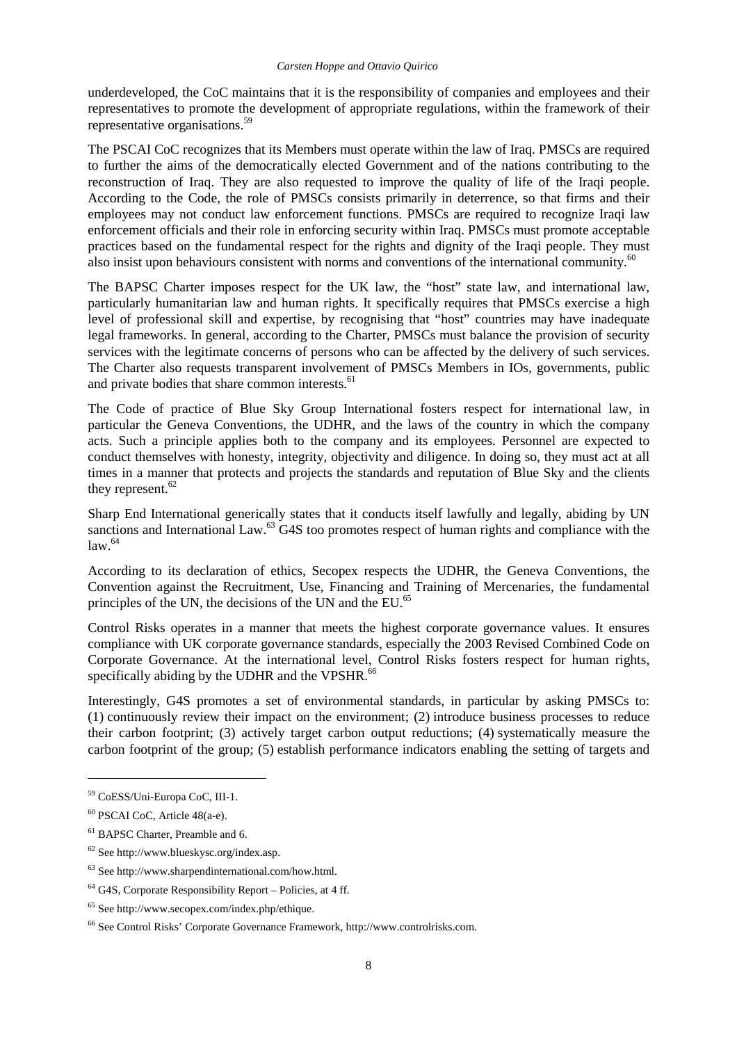underdeveloped, the CoC maintains that it is the responsibility of companies and employees and their representatives to promote the development of appropriate regulations, within the framework of their representative organisations.[59]

The PSCAI CoC recognizes that its Members must operate within the law of Iraq. PMSCs are required to further the aims of the democratically elected Government and of the nations contributing to the reconstruction of Iraq. They are also requested to improve the quality of life of the Iraqi people. According to the Code, the role of PMSCs consists primarily in deterrence, so that firms and their employees may not conduct law enforcement functions. PMSCs are required to recognize Iraqi law enforcement officials and their role in enforcing security within Iraq. PMSCs must promote acceptable practices based on the fundamental respect for the rights and dignity of the Iraqi people. They must also insist upon behaviours consistent with norms and conventions of the international community.[60]

The BAPSC Charter imposes respect for the UK law, the "host" state law, and international law, particularly humanitarian law and human rights. It specifically requires that PMSCs exercise a high level of professional skill and expertise, by recognising that "host" countries may have inadequate legal frameworks. In general, according to the Charter, PMSCs must balance the provision of security services with the legitimate concerns of persons who can be affected by the delivery of such services. The Charter also requests transparent involvement of PMSCs Members in IOs, governments, public and private bodies that share common interests.[61]

The Code of practice of Blue Sky Group International fosters respect for international law, in particular the Geneva Conventions, the UDHR, and the laws of the country in which the company acts. Such a principle applies both to the company and its employees. Personnel are expected to conduct themselves with honesty, integrity, objectivity and diligence. In doing so, they must act at all times in a manner that protects and projects the standards and reputation of Blue Sky and the clients they represent.[62]

Sharp End International generically states that it conducts itself lawfully and legally, abiding by UN sanctions and International Law.[63] G4S too promotes respect of human rights and compliance with the law.[64]

According to its declaration of ethics, Secopex respects the UDHR, the Geneva Conventions, the Convention against the Recruitment, Use, Financing and Training of Mercenaries, the fundamental principles of the UN, the decisions of the UN and the EU.[65]

Control Risks operates in a manner that meets the highest corporate governance values. It ensures compliance with UK corporate governance standards, especially the 2003 Revised Combined Code on Corporate Governance. At the international level, Control Risks fosters respect for human rights, specifically abiding by the UDHR and the VPSHR.[66]

Interestingly, G4S promotes a set of environmental standards, in particular by asking PMSCs to: (1) continuously review their impact on the environment; (2) introduce business processes to reduce their carbon footprint; (3) actively target carbon output reductions; (4) systematically measure the carbon footprint of the group; (5) establish performance indicators enabling the setting of targets and

---

[59] CoESS/Uni-Europa CoC, III-1.

[60] PSCAI CoC, Article 48(a-e).

[61] BAPSC Charter, Preamble and 6.

[62] See http://www.blueskysc.org/index.asp.

[63] See http://www.sharpendinternational.com/how.html.

[64] G4S, Corporate Responsibility Report – Policies, at 4 ff.

[65] See http://www.secopex.com/index.php/ethique.

[66] See Control Risks' Corporate Governance Framework, http://www.controlrisks.com.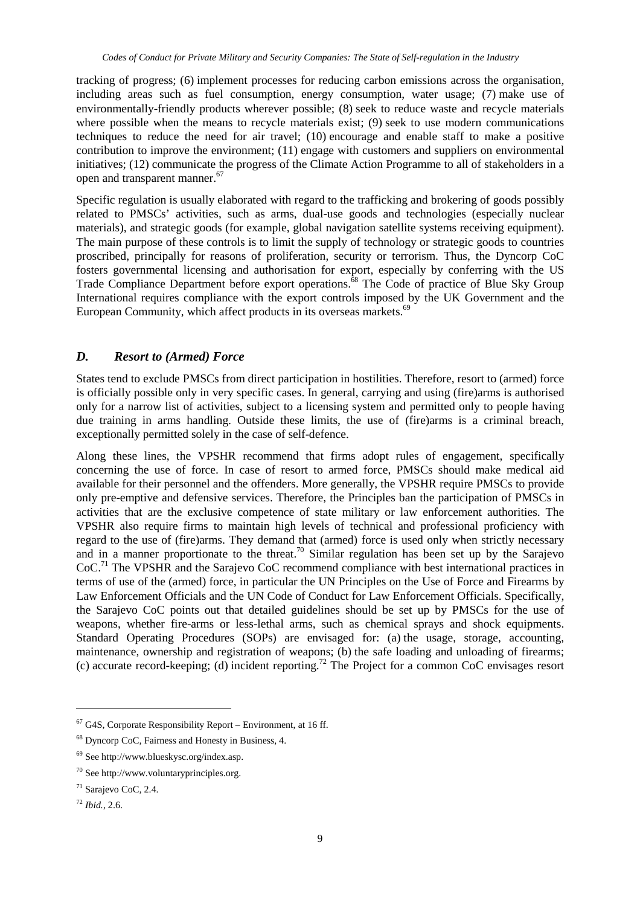tracking of progress; (6) implement processes for reducing carbon emissions across the organisation, including areas such as fuel consumption, energy consumption, water usage; (7) make use of environmentally-friendly products wherever possible; (8) seek to reduce waste and recycle materials where possible when the means to recycle materials exist; (9) seek to use modern communications techniques to reduce the need for air travel; (10) encourage and enable staff to make a positive contribution to improve the environment; (11) engage with customers and suppliers on environmental initiatives; (12) communicate the progress of the Climate Action Programme to all of stakeholders in a open and transparent manner.[67]

Specific regulation is usually elaborated with regard to the trafficking and brokering of goods possibly related to PMSCs' activities, such as arms, dual-use goods and technologies (especially nuclear materials), and strategic goods (for example, global navigation satellite systems receiving equipment). The main purpose of these controls is to limit the supply of technology or strategic goods to countries proscribed, principally for reasons of proliferation, security or terrorism. Thus, the Dyncorp CoC fosters governmental licensing and authorisation for export, especially by conferring with the US Trade Compliance Department before export operations.[68] The Code of practice of Blue Sky Group International requires compliance with the export controls imposed by the UK Government and the European Community, which affect products in its overseas markets.[69]

### *D. Resort to (Armed) Force*

States tend to exclude PMSCs from direct participation in hostilities. Therefore, resort to (armed) force is officially possible only in very specific cases. In general, carrying and using (fire)arms is authorised only for a narrow list of activities, subject to a licensing system and permitted only to people having due training in arms handling. Outside these limits, the use of (fire)arms is a criminal breach, exceptionally permitted solely in the case of self-defence.

Along these lines, the VPSHR recommend that firms adopt rules of engagement, specifically concerning the use of force. In case of resort to armed force, PMSCs should make medical aid available for their personnel and the offenders. More generally, the VPSHR require PMSCs to provide only pre-emptive and defensive services. Therefore, the Principles ban the participation of PMSCs in activities that are the exclusive competence of state military or law enforcement authorities. The VPSHR also require firms to maintain high levels of technical and professional proficiency with regard to the use of (fire)arms. They demand that (armed) force is used only when strictly necessary and in a manner proportionate to the threat.[70] Similar regulation has been set up by the Sarajevo CoC.[71] The VPSHR and the Sarajevo CoC recommend compliance with best international practices in terms of use of the (armed) force, in particular the UN Principles on the Use of Force and Firearms by Law Enforcement Officials and the UN Code of Conduct for Law Enforcement Officials. Specifically, the Sarajevo CoC points out that detailed guidelines should be set up by PMSCs for the use of weapons, whether fire-arms or less-lethal arms, such as chemical sprays and shock equipments. Standard Operating Procedures (SOPs) are envisaged for: (a) the usage, storage, accounting, maintenance, ownership and registration of weapons; (b) the safe loading and unloading of firearms; (c) accurate record-keeping; (d) incident reporting.[72] The Project for a common CoC envisages resort

---

[67] G4S, Corporate Responsibility Report – Environment, at 16 ff.

[68] Dyncorp CoC, Fairness and Honesty in Business, 4.

[69] See http://www.blueskysc.org/index.asp.

[70] See http://www.voluntaryprinciples.org.

[71] Sarajevo CoC, 2.4.

[72] *Ibid.*, 2.6.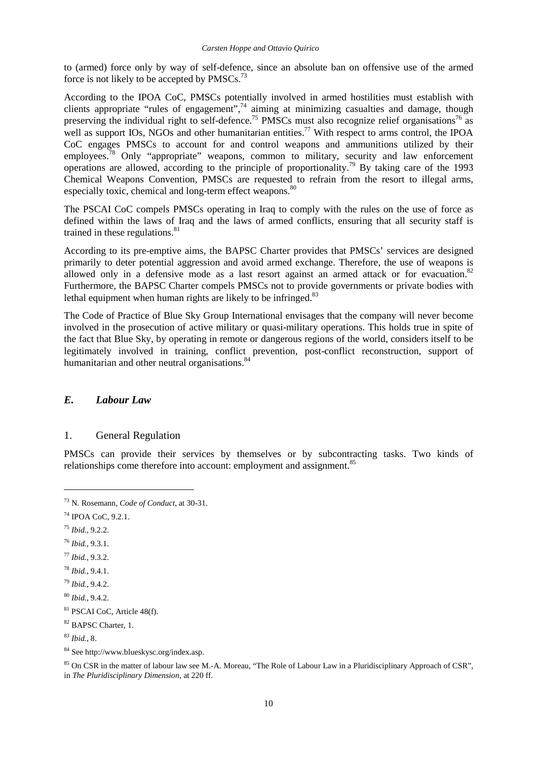to (armed) force only by way of self-defence, since an absolute ban on offensive use of the armed force is not likely to be accepted by PMSCs.[73]

According to the IPOA CoC, PMSCs potentially involved in armed hostilities must establish with clients appropriate "rules of engagement",[74] aiming at minimizing casualties and damage, though preserving the individual right to self-defence.[75] PMSCs must also recognize relief organisations[76] as well as support IOs, NGOs and other humanitarian entities.[77] With respect to arms control, the IPOA CoC engages PMSCs to account for and control weapons and ammunitions utilized by their employees.[78] Only "appropriate" weapons, common to military, security and law enforcement operations are allowed, according to the principle of proportionality.[79] By taking care of the 1993 Chemical Weapons Convention, PMSCs are requested to refrain from the resort to illegal arms, especially toxic, chemical and long-term effect weapons.[80]

The PSCAI CoC compels PMSCs operating in Iraq to comply with the rules on the use of force as defined within the laws of Iraq and the laws of armed conflicts, ensuring that all security staff is trained in these regulations.[81]

According to its pre-emptive aims, the BAPSC Charter provides that PMSCs' services are designed primarily to deter potential aggression and avoid armed exchange. Therefore, the use of weapons is allowed only in a defensive mode as a last resort against an armed attack or for evacuation.[82] Furthermore, the BAPSC Charter compels PMSCs not to provide governments or private bodies with lethal equipment when human rights are likely to be infringed.[83]

The Code of Practice of Blue Sky Group International envisages that the company will never become involved in the prosecution of active military or quasi-military operations. This holds true in spite of the fact that Blue Sky, by operating in remote or dangerous regions of the world, considers itself to be legitimately involved in training, conflict prevention, post-conflict reconstruction, support of humanitarian and other neutral organisations.[84]

## *E. Labour Law*

### 1. General Regulation

PMSCs can provide their services by themselves or by subcontracting tasks. Two kinds of relationships come therefore into account: employment and assignment.[85]

---

[73] N. Rosemann, *Code of Conduct*, at 30-31.

[74] IPOA CoC, 9.2.1.

[75] *Ibid.*, 9.2.2.

[76] *Ibid.*, 9.3.1.

[77] *Ibid.*, 9.3.2.

[78] *Ibid.*, 9.4.1.

[79] *Ibid.*, 9.4.2.

[80] *Ibid.*, 9.4.2.

[81] PSCAI CoC, Article 48(f).

[82] BAPSC Charter, 1.

[83] *Ibid.*, 8.

[84] See http://www.blueskysc.org/index.asp.

[85] On CSR in the matter of labour law see M.-A. Moreau, "The Role of Labour Law in a Pluridisciplinary Approach of CSR", in *The Pluridisciplinary Dimension*, at 220 ff.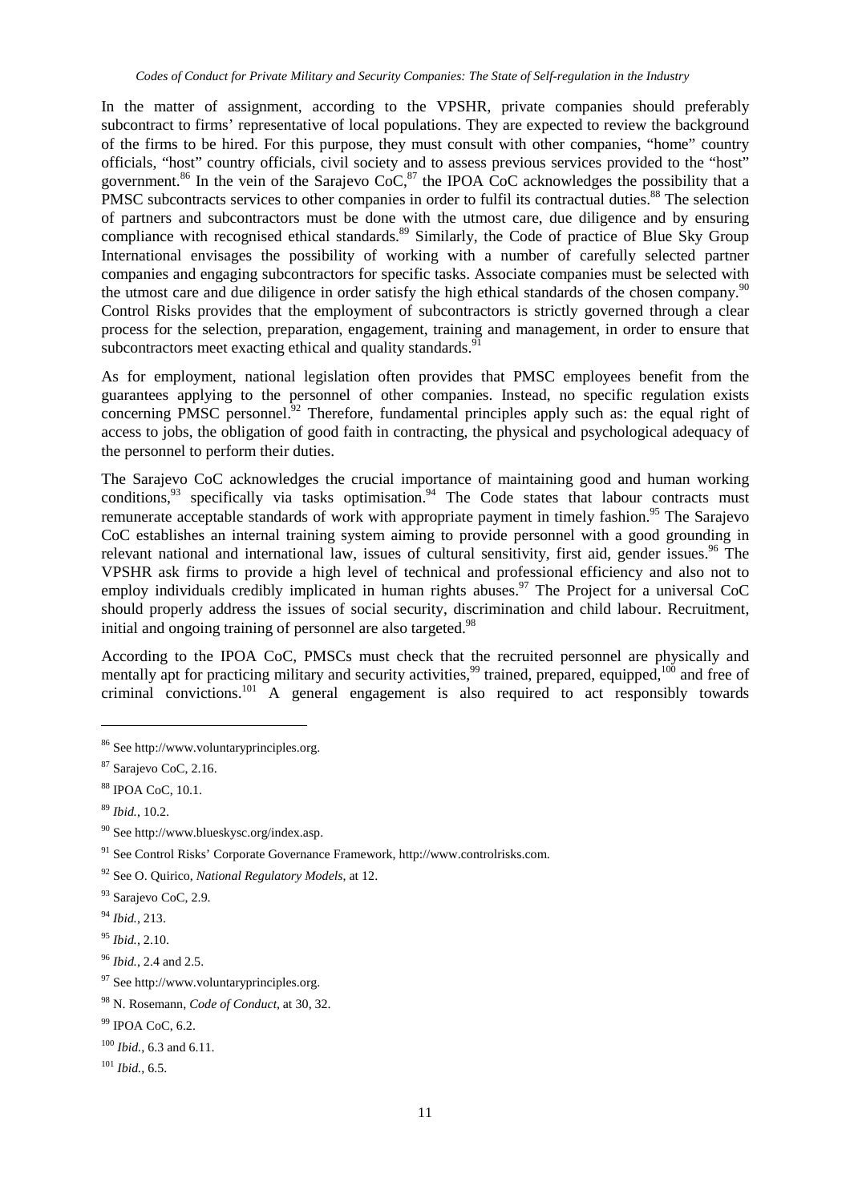In the matter of assignment, according to the VPSHR, private companies should preferably subcontract to firms' representative of local populations. They are expected to review the background of the firms to be hired. For this purpose, they must consult with other companies, "home" country officials, "host" country officials, civil society and to assess previous services provided to the "host" government.[86] In the vein of the Sarajevo CoC,[87] the IPOA CoC acknowledges the possibility that a PMSC subcontracts services to other companies in order to fulfil its contractual duties.[88] The selection of partners and subcontractors must be done with the utmost care, due diligence and by ensuring compliance with recognised ethical standards.[89] Similarly, the Code of practice of Blue Sky Group International envisages the possibility of working with a number of carefully selected partner companies and engaging subcontractors for specific tasks. Associate companies must be selected with the utmost care and due diligence in order satisfy the high ethical standards of the chosen company.[90] Control Risks provides that the employment of subcontractors is strictly governed through a clear process for the selection, preparation, engagement, training and management, in order to ensure that subcontractors meet exacting ethical and quality standards.[91]

As for employment, national legislation often provides that PMSC employees benefit from the guarantees applying to the personnel of other companies. Instead, no specific regulation exists concerning PMSC personnel.[92] Therefore, fundamental principles apply such as: the equal right of access to jobs, the obligation of good faith in contracting, the physical and psychological adequacy of the personnel to perform their duties.

The Sarajevo CoC acknowledges the crucial importance of maintaining good and human working conditions,[93] specifically via tasks optimisation.[94] The Code states that labour contracts must remunerate acceptable standards of work with appropriate payment in timely fashion.[95] The Sarajevo CoC establishes an internal training system aiming to provide personnel with a good grounding in relevant national and international law, issues of cultural sensitivity, first aid, gender issues.[96] The VPSHR ask firms to provide a high level of technical and professional efficiency and also not to employ individuals credibly implicated in human rights abuses.[97] The Project for a universal CoC should properly address the issues of social security, discrimination and child labour. Recruitment, initial and ongoing training of personnel are also targeted.[98]

According to the IPOA CoC, PMSCs must check that the recruited personnel are physically and mentally apt for practicing military and security activities,[99] trained, prepared, equipped,[100] and free of criminal convictions.[101] A general engagement is also required to act responsibly towards

---

[86] See http://www.voluntaryprinciples.org.

[87] Sarajevo CoC, 2.16.

[88] IPOA CoC, 10.1.

[89] *Ibid.*, 10.2.

[90] See http://www.blueskysc.org/index.asp.

[91] See Control Risks' Corporate Governance Framework, http://www.controlrisks.com.

[92] See O. Quirico, *National Regulatory Models*, at 12.

[93] Sarajevo CoC, 2.9.

[94] *Ibid.*, 213.

[95] *Ibid.*, 2.10.

[96] *Ibid.*, 2.4 and 2.5.

[97] See http://www.voluntaryprinciples.org.

[98] N. Rosemann, *Code of Conduct*, at 30, 32.

[99] IPOA CoC, 6.2.

[100] *Ibid.*, 6.3 and 6.11.

[101] *Ibid.*, 6.5.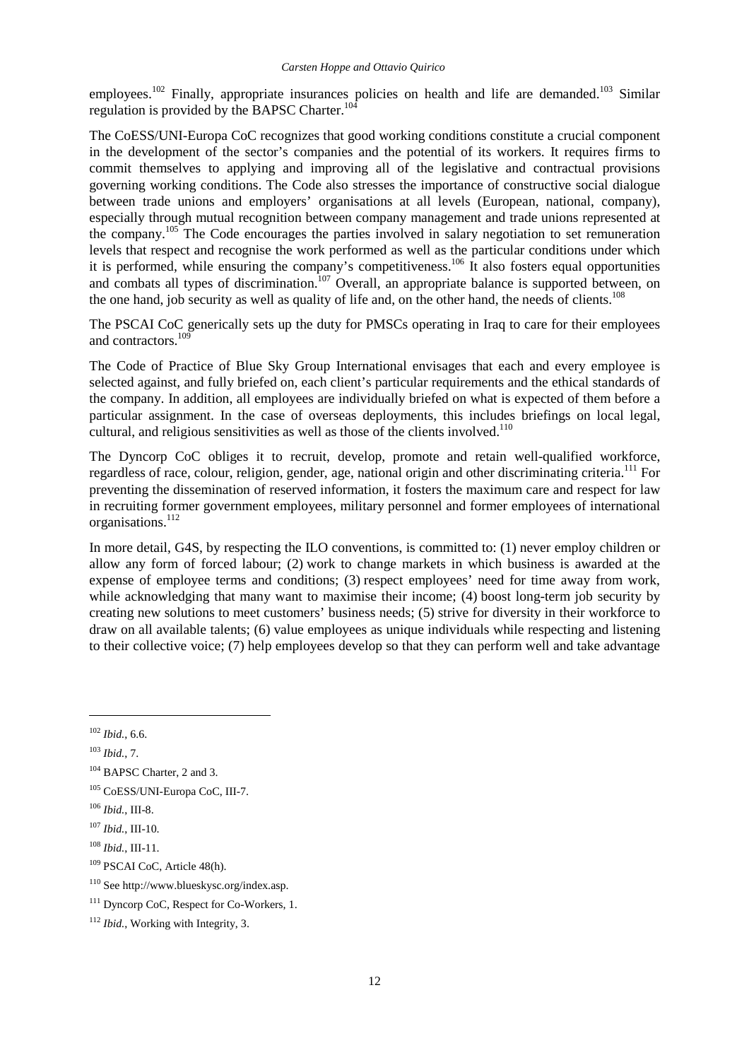employees.[102] Finally, appropriate insurances policies on health and life are demanded.[103] Similar regulation is provided by the BAPSC Charter.[104]

The CoESS/UNI-Europa CoC recognizes that good working conditions constitute a crucial component in the development of the sector's companies and the potential of its workers. It requires firms to commit themselves to applying and improving all of the legislative and contractual provisions governing working conditions. The Code also stresses the importance of constructive social dialogue between trade unions and employers' organisations at all levels (European, national, company), especially through mutual recognition between company management and trade unions represented at the company.[105] The Code encourages the parties involved in salary negotiation to set remuneration levels that respect and recognise the work performed as well as the particular conditions under which it is performed, while ensuring the company's competitiveness.[106] It also fosters equal opportunities and combats all types of discrimination.[107] Overall, an appropriate balance is supported between, on the one hand, job security as well as quality of life and, on the other hand, the needs of clients.[108]

The PSCAI CoC generically sets up the duty for PMSCs operating in Iraq to care for their employees and contractors.[109]

The Code of Practice of Blue Sky Group International envisages that each and every employee is selected against, and fully briefed on, each client's particular requirements and the ethical standards of the company. In addition, all employees are individually briefed on what is expected of them before a particular assignment. In the case of overseas deployments, this includes briefings on local legal, cultural, and religious sensitivities as well as those of the clients involved.[110]

The Dyncorp CoC obliges it to recruit, develop, promote and retain well-qualified workforce, regardless of race, colour, religion, gender, age, national origin and other discriminating criteria.[111] For preventing the dissemination of reserved information, it fosters the maximum care and respect for law in recruiting former government employees, military personnel and former employees of international organisations.[112]

In more detail, G4S, by respecting the ILO conventions, is committed to: (1) never employ children or allow any form of forced labour; (2) work to change markets in which business is awarded at the expense of employee terms and conditions; (3) respect employees' need for time away from work, while acknowledging that many want to maximise their income; (4) boost long-term job security by creating new solutions to meet customers' business needs; (5) strive for diversity in their workforce to draw on all available talents; (6) value employees as unique individuals while respecting and listening to their collective voice; (7) help employees develop so that they can perform well and take advantage

---

[102] *Ibid.*, 6.6.

[103] *Ibid.*, 7.

[104] BAPSC Charter, 2 and 3.

[105] CoESS/UNI-Europa CoC, III-7.

[106] *Ibid.*, III-8.

[107] *Ibid.*, III-10.

[108] *Ibid.*, III-11.

[109] PSCAI CoC, Article 48(h).

[110] See http://www.blueskysc.org/index.asp.

[111] Dyncorp CoC, Respect for Co-Workers, 1.

[112] *Ibid.*, Working with Integrity, 3.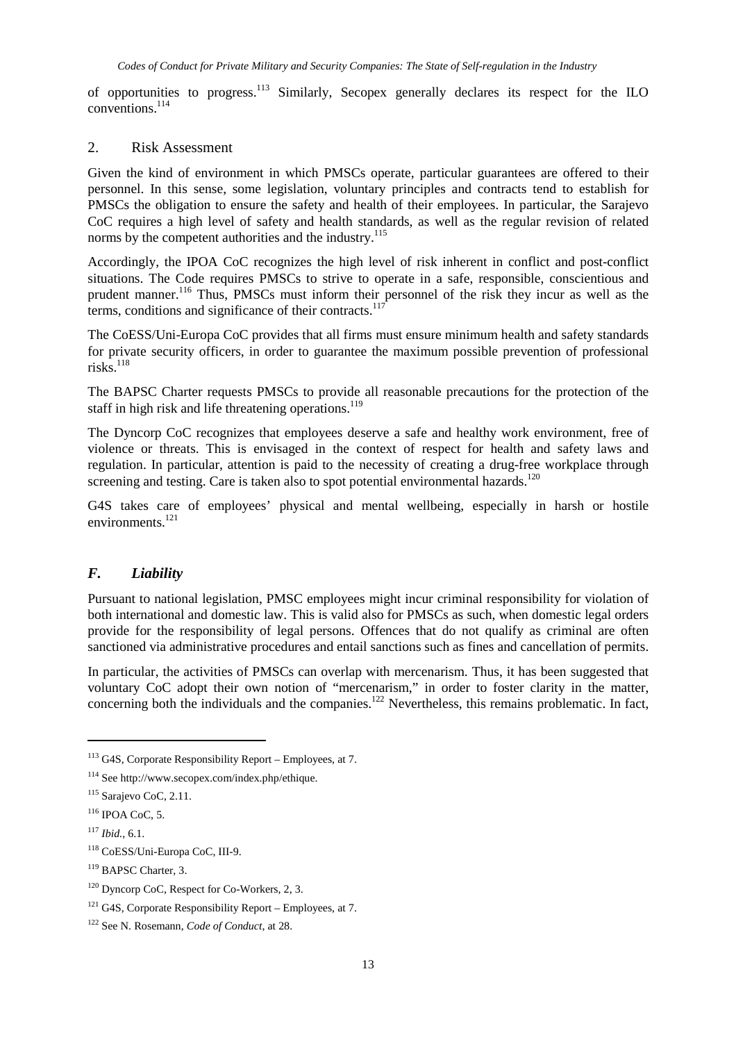of opportunities to progress.[113] Similarly, Secopex generally declares its respect for the ILO conventions.[114]

## 2. Risk Assessment

Given the kind of environment in which PMSCs operate, particular guarantees are offered to their personnel. In this sense, some legislation, voluntary principles and contracts tend to establish for PMSCs the obligation to ensure the safety and health of their employees. In particular, the Sarajevo CoC requires a high level of safety and health standards, as well as the regular revision of related norms by the competent authorities and the industry.[115]

Accordingly, the IPOA CoC recognizes the high level of risk inherent in conflict and post-conflict situations. The Code requires PMSCs to strive to operate in a safe, responsible, conscientious and prudent manner.[116] Thus, PMSCs must inform their personnel of the risk they incur as well as the terms, conditions and significance of their contracts.[117]

The CoESS/Uni-Europa CoC provides that all firms must ensure minimum health and safety standards for private security officers, in order to guarantee the maximum possible prevention of professional risks.[118]

The BAPSC Charter requests PMSCs to provide all reasonable precautions for the protection of the staff in high risk and life threatening operations.[119]

The Dyncorp CoC recognizes that employees deserve a safe and healthy work environment, free of violence or threats. This is envisaged in the context of respect for health and safety laws and regulation. In particular, attention is paid to the necessity of creating a drug-free workplace through screening and testing. Care is taken also to spot potential environmental hazards.[120]

G4S takes care of employees' physical and mental wellbeing, especially in harsh or hostile environments.[121]

## *F. Liability*

Pursuant to national legislation, PMSC employees might incur criminal responsibility for violation of both international and domestic law. This is valid also for PMSCs as such, when domestic legal orders provide for the responsibility of legal persons. Offences that do not qualify as criminal are often sanctioned via administrative procedures and entail sanctions such as fines and cancellation of permits.

In particular, the activities of PMSCs can overlap with mercenarism. Thus, it has been suggested that voluntary CoC adopt their own notion of "mercenarism," in order to foster clarity in the matter, concerning both the individuals and the companies.[122] Nevertheless, this remains problematic. In fact,

---

[113] G4S, Corporate Responsibility Report – Employees, at 7.

[114] See http://www.secopex.com/index.php/ethique.

[115] Sarajevo CoC, 2.11.

[116] IPOA CoC, 5.

[117] *Ibid.*, 6.1.

[118] CoESS/Uni-Europa CoC, III-9.

[119] BAPSC Charter, 3.

[120] Dyncorp CoC, Respect for Co-Workers, 2, 3.

[121] G4S, Corporate Responsibility Report – Employees, at 7.

[122] See N. Rosemann, *Code of Conduct*, at 28.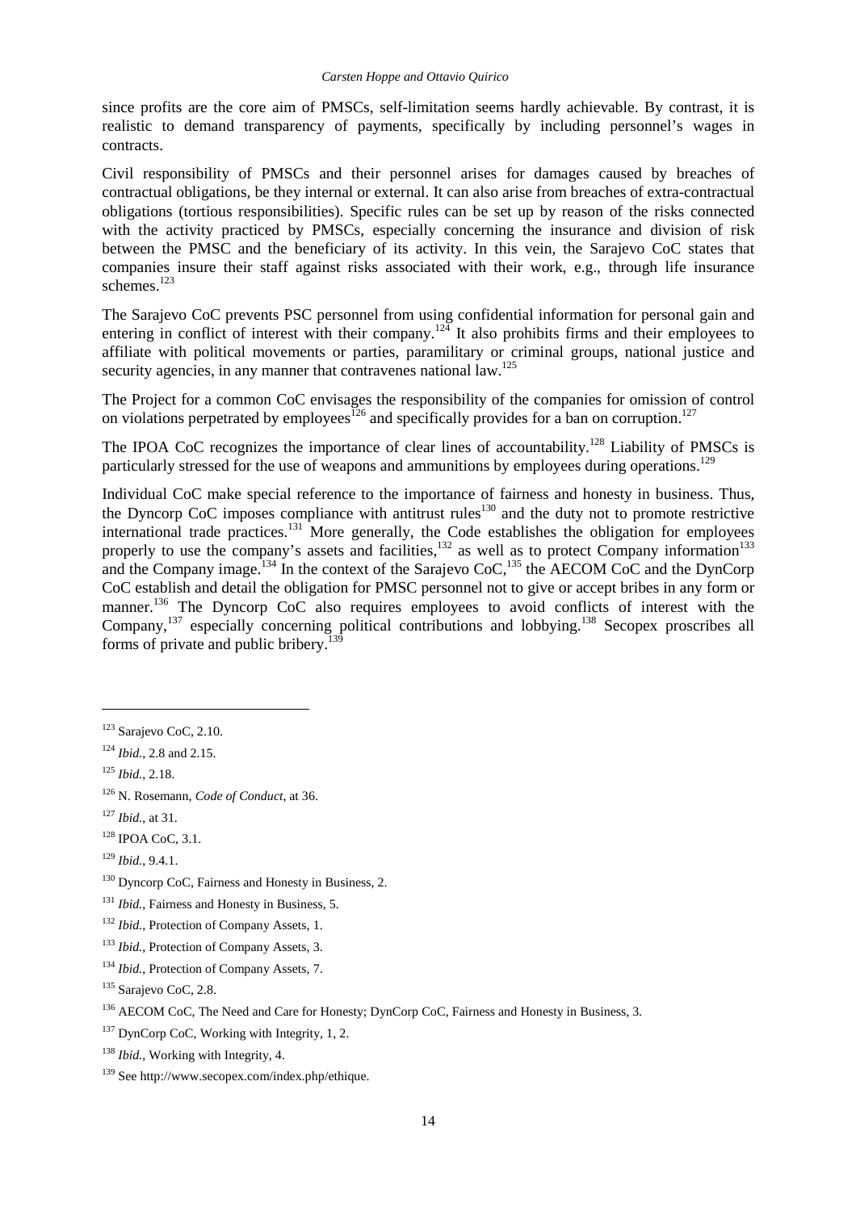since profits are the core aim of PMSCs, self-limitation seems hardly achievable. By contrast, it is realistic to demand transparency of payments, specifically by including personnel's wages in contracts.

Civil responsibility of PMSCs and their personnel arises for damages caused by breaches of contractual obligations, be they internal or external. It can also arise from breaches of extra-contractual obligations (tortious responsibilities). Specific rules can be set up by reason of the risks connected with the activity practiced by PMSCs, especially concerning the insurance and division of risk between the PMSC and the beneficiary of its activity. In this vein, the Sarajevo CoC states that companies insure their staff against risks associated with their work, e.g., through life insurance schemes.[123]

The Sarajevo CoC prevents PSC personnel from using confidential information for personal gain and entering in conflict of interest with their company.[124] It also prohibits firms and their employees to affiliate with political movements or parties, paramilitary or criminal groups, national justice and security agencies, in any manner that contravenes national law.[125]

The Project for a common CoC envisages the responsibility of the companies for omission of control on violations perpetrated by employees[126] and specifically provides for a ban on corruption.[127]

The IPOA CoC recognizes the importance of clear lines of accountability.[128] Liability of PMSCs is particularly stressed for the use of weapons and ammunitions by employees during operations.[129]

Individual CoC make special reference to the importance of fairness and honesty in business. Thus, the Dyncorp CoC imposes compliance with antitrust rules[130] and the duty not to promote restrictive international trade practices.[131] More generally, the Code establishes the obligation for employees properly to use the company's assets and facilities,[132] as well as to protect Company information[133] and the Company image.[134] In the context of the Sarajevo CoC,[135] the AECOM CoC and the DynCorp CoC establish and detail the obligation for PMSC personnel not to give or accept bribes in any form or manner.[136] The Dyncorp CoC also requires employees to avoid conflicts of interest with the Company,[137] especially concerning political contributions and lobbying.[138] Secopex proscribes all forms of private and public bribery.[139]

---

[123] Sarajevo CoC, 2.10.

[124] *Ibid.*, 2.8 and 2.15.

[125] *Ibid.*, 2.18.

[126] N. Rosemann, *Code of Conduct*, at 36.

[127] *Ibid.*, at 31.

[128] IPOA CoC, 3.1.

[129] *Ibid.*, 9.4.1.

[130] Dyncorp CoC, Fairness and Honesty in Business, 2.

[131] *Ibid.*, Fairness and Honesty in Business, 5.

[132] *Ibid.*, Protection of Company Assets, 1.

[133] *Ibid.*, Protection of Company Assets, 3.

[134] *Ibid.*, Protection of Company Assets, 7.

[135] Sarajevo CoC, 2.8.

[136] AECOM CoC, The Need and Care for Honesty; DynCorp CoC, Fairness and Honesty in Business, 3.

[137] DynCorp CoC, Working with Integrity, 1, 2.

[138] *Ibid.*, Working with Integrity, 4.

[139] See http://www.secopex.com/index.php/ethique.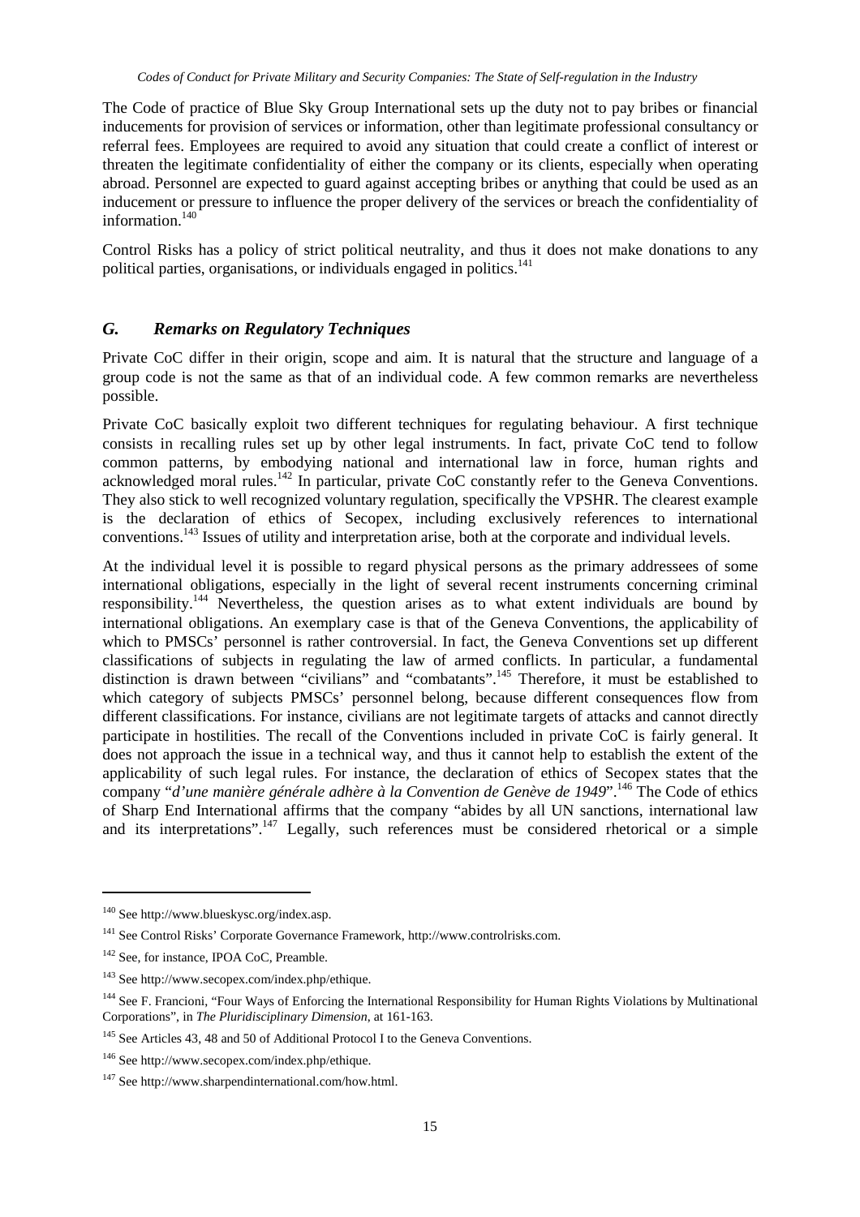The Code of practice of Blue Sky Group International sets up the duty not to pay bribes or financial inducements for provision of services or information, other than legitimate professional consultancy or referral fees. Employees are required to avoid any situation that could create a conflict of interest or threaten the legitimate confidentiality of either the company or its clients, especially when operating abroad. Personnel are expected to guard against accepting bribes or anything that could be used as an inducement or pressure to influence the proper delivery of the services or breach the confidentiality of information.[140]

Control Risks has a policy of strict political neutrality, and thus it does not make donations to any political parties, organisations, or individuals engaged in politics.[141]

## *G. Remarks on Regulatory Techniques*

Private CoC differ in their origin, scope and aim. It is natural that the structure and language of a group code is not the same as that of an individual code. A few common remarks are nevertheless possible.

Private CoC basically exploit two different techniques for regulating behaviour. A first technique consists in recalling rules set up by other legal instruments. In fact, private CoC tend to follow common patterns, by embodying national and international law in force, human rights and acknowledged moral rules.[142] In particular, private CoC constantly refer to the Geneva Conventions. They also stick to well recognized voluntary regulation, specifically the VPSHR. The clearest example is the declaration of ethics of Secopex, including exclusively references to international conventions.[143] Issues of utility and interpretation arise, both at the corporate and individual levels.

At the individual level it is possible to regard physical persons as the primary addressees of some international obligations, especially in the light of several recent instruments concerning criminal responsibility.[144] Nevertheless, the question arises as to what extent individuals are bound by international obligations. An exemplary case is that of the Geneva Conventions, the applicability of which to PMSCs' personnel is rather controversial. In fact, the Geneva Conventions set up different classifications of subjects in regulating the law of armed conflicts. In particular, a fundamental distinction is drawn between "civilians" and "combatants".[145] Therefore, it must be established to which category of subjects PMSCs' personnel belong, because different consequences flow from different classifications. For instance, civilians are not legitimate targets of attacks and cannot directly participate in hostilities. The recall of the Conventions included in private CoC is fairly general. It does not approach the issue in a technical way, and thus it cannot help to establish the extent of the applicability of such legal rules. For instance, the declaration of ethics of Secopex states that the company "*d'une manière générale adhère à la Convention de Genève de 1949*".[146] The Code of ethics of Sharp End International affirms that the company "abides by all UN sanctions, international law and its interpretations".[147] Legally, such references must be considered rhetorical or a simple

---

[140] See http://www.blueskysc.org/index.asp.

[141] See Control Risks' Corporate Governance Framework, http://www.controlrisks.com.

[142] See, for instance, IPOA CoC, Preamble.

[143] See http://www.secopex.com/index.php/ethique.

[144] See F. Francioni, "Four Ways of Enforcing the International Responsibility for Human Rights Violations by Multinational Corporations", in *The Pluridisciplinary Dimension*, at 161-163.

[145] See Articles 43, 48 and 50 of Additional Protocol I to the Geneva Conventions.

[146] See http://www.secopex.com/index.php/ethique.

[147] See http://www.sharpendinternational.com/how.html.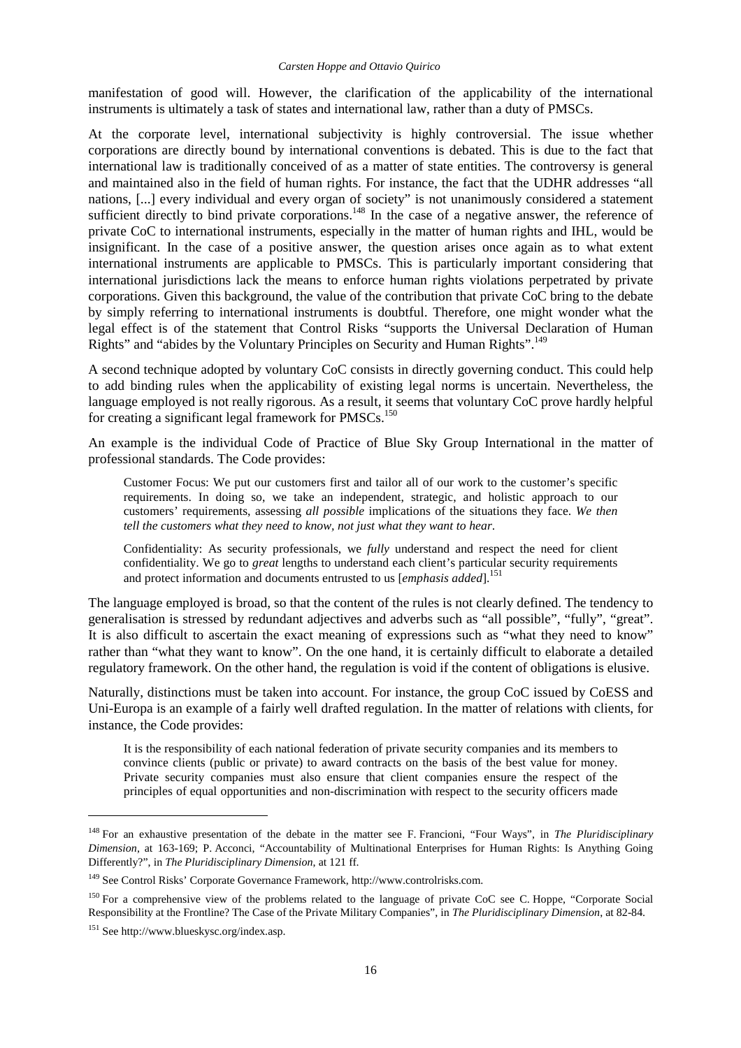manifestation of good will. However, the clarification of the applicability of the international instruments is ultimately a task of states and international law, rather than a duty of PMSCs.

At the corporate level, international subjectivity is highly controversial. The issue whether corporations are directly bound by international conventions is debated. This is due to the fact that international law is traditionally conceived of as a matter of state entities. The controversy is general and maintained also in the field of human rights. For instance, the fact that the UDHR addresses "all nations, [...] every individual and every organ of society" is not unanimously considered a statement sufficient directly to bind private corporations.[148] In the case of a negative answer, the reference of private CoC to international instruments, especially in the matter of human rights and IHL, would be insignificant. In the case of a positive answer, the question arises once again as to what extent international instruments are applicable to PMSCs. This is particularly important considering that international jurisdictions lack the means to enforce human rights violations perpetrated by private corporations. Given this background, the value of the contribution that private CoC bring to the debate by simply referring to international instruments is doubtful. Therefore, one might wonder what the legal effect is of the statement that Control Risks "supports the Universal Declaration of Human Rights" and "abides by the Voluntary Principles on Security and Human Rights".[149]

A second technique adopted by voluntary CoC consists in directly governing conduct. This could help to add binding rules when the applicability of existing legal norms is uncertain. Nevertheless, the language employed is not really rigorous. As a result, it seems that voluntary CoC prove hardly helpful for creating a significant legal framework for PMSCs.[150]

An example is the individual Code of Practice of Blue Sky Group International in the matter of professional standards. The Code provides:

> Customer Focus: We put our customers first and tailor all of our work to the customer's specific requirements. In doing so, we take an independent, strategic, and holistic approach to our customers' requirements, assessing *all possible* implications of the situations they face. *We then tell the customers what they need to know, not just what they want to hear.*
>
> Confidentiality: As security professionals, we *fully* understand and respect the need for client confidentiality. We go to *great* lengths to understand each client's particular security requirements and protect information and documents entrusted to us [*emphasis added*].[151]

The language employed is broad, so that the content of the rules is not clearly defined. The tendency to generalisation is stressed by redundant adjectives and adverbs such as "all possible", "fully", "great". It is also difficult to ascertain the exact meaning of expressions such as "what they need to know" rather than "what they want to know". On the one hand, it is certainly difficult to elaborate a detailed regulatory framework. On the other hand, the regulation is void if the content of obligations is elusive.

Naturally, distinctions must be taken into account. For instance, the group CoC issued by CoESS and Uni-Europa is an example of a fairly well drafted regulation. In the matter of relations with clients, for instance, the Code provides:

> It is the responsibility of each national federation of private security companies and its members to convince clients (public or private) to award contracts on the basis of the best value for money. Private security companies must also ensure that client companies ensure the respect of the principles of equal opportunities and non-discrimination with respect to the security officers made

---

[148] For an exhaustive presentation of the debate in the matter see F. Francioni, "Four Ways", in *The Pluridisciplinary Dimension*, at 163-169; P. Acconci, "Accountability of Multinational Enterprises for Human Rights: Is Anything Going Differently?", in *The Pluridisciplinary Dimension*, at 121 ff.

[149] See Control Risks' Corporate Governance Framework, http://www.controlrisks.com.

[150] For a comprehensive view of the problems related to the language of private CoC see C. Hoppe, "Corporate Social Responsibility at the Frontline? The Case of the Private Military Companies", in *The Pluridisciplinary Dimension*, at 82-84.

[151] See http://www.blueskysc.org/index.asp.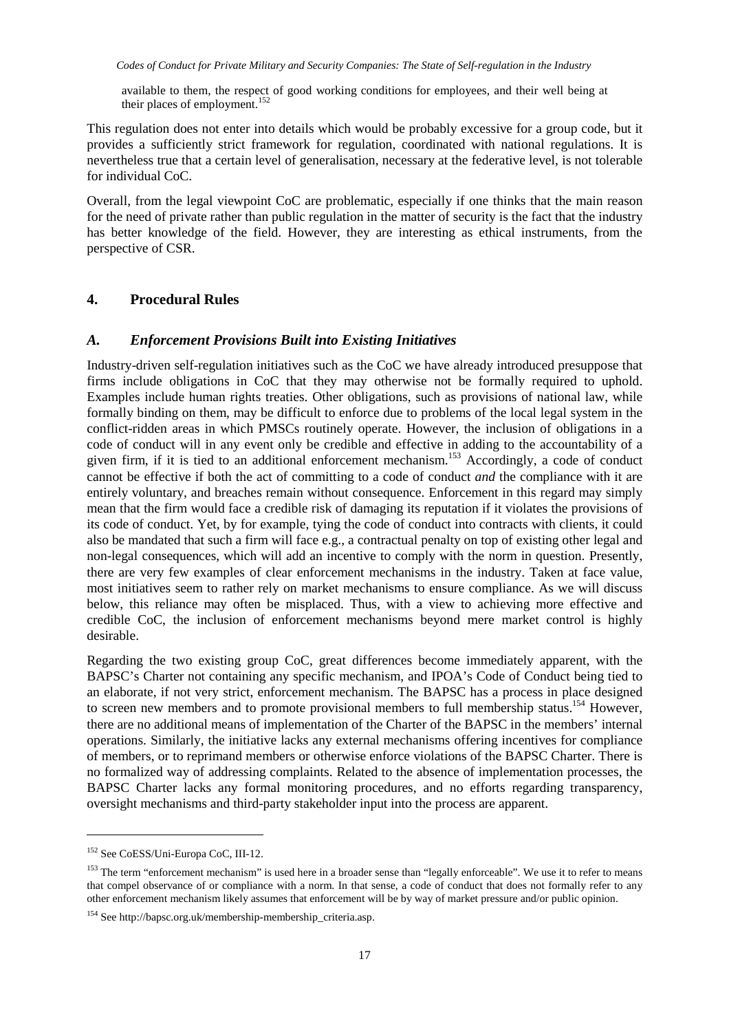available to them, the respect of good working conditions for employees, and their well being at their places of employment.[152]

This regulation does not enter into details which would be probably excessive for a group code, but it provides a sufficiently strict framework for regulation, coordinated with national regulations. It is nevertheless true that a certain level of generalisation, necessary at the federative level, is not tolerable for individual CoC.

Overall, from the legal viewpoint CoC are problematic, especially if one thinks that the main reason for the need of private rather than public regulation in the matter of security is the fact that the industry has better knowledge of the field. However, they are interesting as ethical instruments, from the perspective of CSR.

## 4. Procedural Rules

### *A. Enforcement Provisions Built into Existing Initiatives*

Industry-driven self-regulation initiatives such as the CoC we have already introduced presuppose that firms include obligations in CoC that they may otherwise not be formally required to uphold. Examples include human rights treaties. Other obligations, such as provisions of national law, while formally binding on them, may be difficult to enforce due to problems of the local legal system in the conflict-ridden areas in which PMSCs routinely operate. However, the inclusion of obligations in a code of conduct will in any event only be credible and effective in adding to the accountability of a given firm, if it is tied to an additional enforcement mechanism.[153] Accordingly, a code of conduct cannot be effective if both the act of committing to a code of conduct *and* the compliance with it are entirely voluntary, and breaches remain without consequence. Enforcement in this regard may simply mean that the firm would face a credible risk of damaging its reputation if it violates the provisions of its code of conduct. Yet, by for example, tying the code of conduct into contracts with clients, it could also be mandated that such a firm will face e.g., a contractual penalty on top of existing other legal and non-legal consequences, which will add an incentive to comply with the norm in question. Presently, there are very few examples of clear enforcement mechanisms in the industry. Taken at face value, most initiatives seem to rather rely on market mechanisms to ensure compliance. As we will discuss below, this reliance may often be misplaced. Thus, with a view to achieving more effective and credible CoC, the inclusion of enforcement mechanisms beyond mere market control is highly desirable.

Regarding the two existing group CoC, great differences become immediately apparent, with the BAPSC's Charter not containing any specific mechanism, and IPOA's Code of Conduct being tied to an elaborate, if not very strict, enforcement mechanism. The BAPSC has a process in place designed to screen new members and to promote provisional members to full membership status.[154] However, there are no additional means of implementation of the Charter of the BAPSC in the members' internal operations. Similarly, the initiative lacks any external mechanisms offering incentives for compliance of members, or to reprimand members or otherwise enforce violations of the BAPSC Charter. There is no formalized way of addressing complaints. Related to the absence of implementation processes, the BAPSC Charter lacks any formal monitoring procedures, and no efforts regarding transparency, oversight mechanisms and third-party stakeholder input into the process are apparent.

---

[152] See CoESS/Uni-Europa CoC, III-12.

[153] The term "enforcement mechanism" is used here in a broader sense than "legally enforceable". We use it to refer to means that compel observance of or compliance with a norm. In that sense, a code of conduct that does not formally refer to any other enforcement mechanism likely assumes that enforcement will be by way of market pressure and/or public opinion.

[154] See http://bapsc.org.uk/membership-membership_criteria.asp.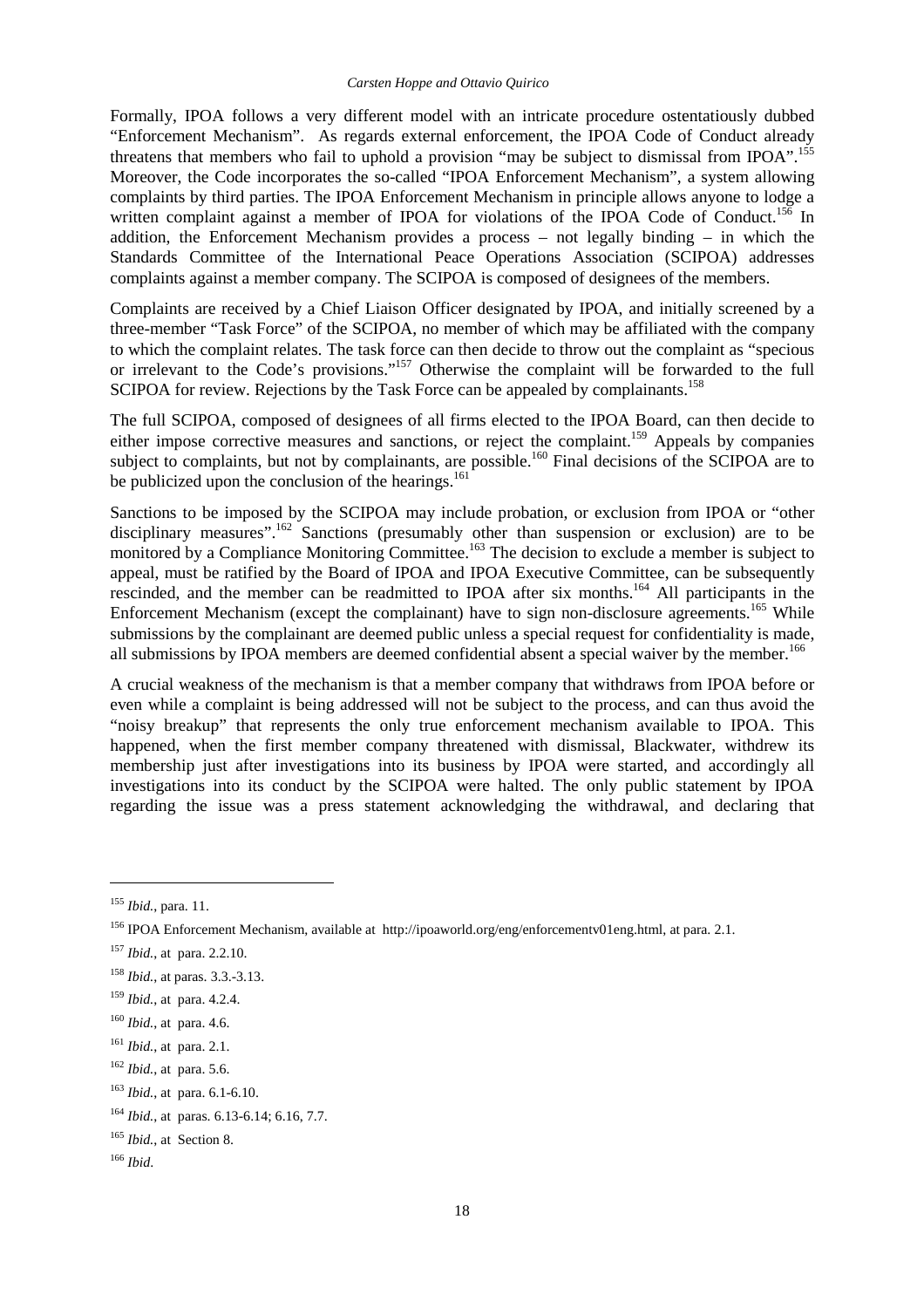Formally, IPOA follows a very different model with an intricate procedure ostentatiously dubbed "Enforcement Mechanism". As regards external enforcement, the IPOA Code of Conduct already threatens that members who fail to uphold a provision "may be subject to dismissal from IPOA".[155] Moreover, the Code incorporates the so-called "IPOA Enforcement Mechanism", a system allowing complaints by third parties. The IPOA Enforcement Mechanism in principle allows anyone to lodge a written complaint against a member of IPOA for violations of the IPOA Code of Conduct.[156] In addition, the Enforcement Mechanism provides a process – not legally binding – in which the Standards Committee of the International Peace Operations Association (SCIPOA) addresses complaints against a member company. The SCIPOA is composed of designees of the members.

Complaints are received by a Chief Liaison Officer designated by IPOA, and initially screened by a three-member "Task Force" of the SCIPOA, no member of which may be affiliated with the company to which the complaint relates. The task force can then decide to throw out the complaint as "specious or irrelevant to the Code's provisions."[157] Otherwise the complaint will be forwarded to the full SCIPOA for review. Rejections by the Task Force can be appealed by complainants.[158]

The full SCIPOA, composed of designees of all firms elected to the IPOA Board, can then decide to either impose corrective measures and sanctions, or reject the complaint.[159] Appeals by companies subject to complaints, but not by complainants, are possible.[160] Final decisions of the SCIPOA are to be publicized upon the conclusion of the hearings.[161]

Sanctions to be imposed by the SCIPOA may include probation, or exclusion from IPOA or "other disciplinary measures".[162] Sanctions (presumably other than suspension or exclusion) are to be monitored by a Compliance Monitoring Committee.[163] The decision to exclude a member is subject to appeal, must be ratified by the Board of IPOA and IPOA Executive Committee, can be subsequently rescinded, and the member can be readmitted to IPOA after six months.[164] All participants in the Enforcement Mechanism (except the complainant) have to sign non-disclosure agreements.[165] While submissions by the complainant are deemed public unless a special request for confidentiality is made, all submissions by IPOA members are deemed confidential absent a special waiver by the member.[166]

A crucial weakness of the mechanism is that a member company that withdraws from IPOA before or even while a complaint is being addressed will not be subject to the process, and can thus avoid the "noisy breakup" that represents the only true enforcement mechanism available to IPOA. This happened, when the first member company threatened with dismissal, Blackwater, withdrew its membership just after investigations into its business by IPOA were started, and accordingly all investigations into its conduct by the SCIPOA were halted. The only public statement by IPOA regarding the issue was a press statement acknowledging the withdrawal, and declaring that

---

[155] *Ibid.*, para. 11.

[156] IPOA Enforcement Mechanism, available at http://ipoaworld.org/eng/enforcementv01eng.html, at para. 2.1.

[157] *Ibid.*, at para. 2.2.10.

[158] *Ibid.*, at paras. 3.3.-3.13.

[159] *Ibid.*, at para. 4.2.4.

[160] *Ibid.*, at para. 4.6.

[161] *Ibid.*, at para. 2.1.

[162] *Ibid.*, at para. 5.6.

[163] *Ibid.*, at para. 6.1-6.10.

[164] *Ibid.*, at paras. 6.13-6.14; 6.16, 7.7.

[165] *Ibid.*, at Section 8.

[166] *Ibid.*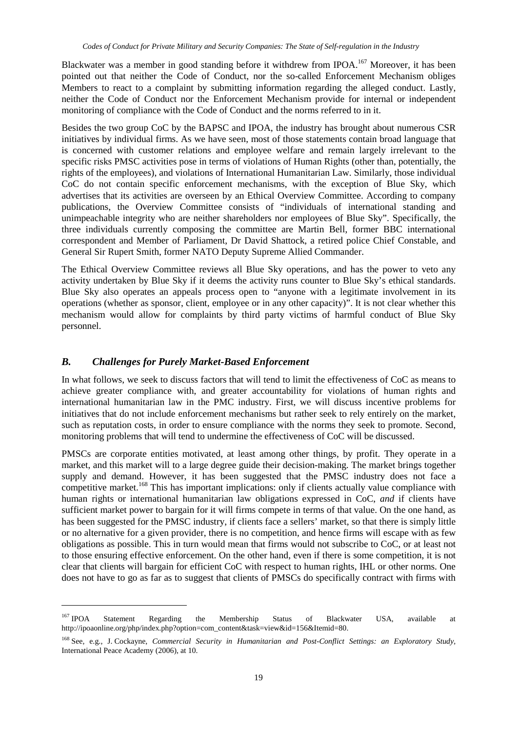Blackwater was a member in good standing before it withdrew from IPOA.[167] Moreover, it has been pointed out that neither the Code of Conduct, nor the so-called Enforcement Mechanism obliges Members to react to a complaint by submitting information regarding the alleged conduct. Lastly, neither the Code of Conduct nor the Enforcement Mechanism provide for internal or independent monitoring of compliance with the Code of Conduct and the norms referred to in it.

Besides the two group CoC by the BAPSC and IPOA, the industry has brought about numerous CSR initiatives by individual firms. As we have seen, most of those statements contain broad language that is concerned with customer relations and employee welfare and remain largely irrelevant to the specific risks PMSC activities pose in terms of violations of Human Rights (other than, potentially, the rights of the employees), and violations of International Humanitarian Law. Similarly, those individual CoC do not contain specific enforcement mechanisms, with the exception of Blue Sky, which advertises that its activities are overseen by an Ethical Overview Committee. According to company publications, the Overview Committee consists of "individuals of international standing and unimpeachable integrity who are neither shareholders nor employees of Blue Sky". Specifically, the three individuals currently composing the committee are Martin Bell, former BBC international correspondent and Member of Parliament, Dr David Shattock, a retired police Chief Constable, and General Sir Rupert Smith, former NATO Deputy Supreme Allied Commander.

The Ethical Overview Committee reviews all Blue Sky operations, and has the power to veto any activity undertaken by Blue Sky if it deems the activity runs counter to Blue Sky's ethical standards. Blue Sky also operates an appeals process open to "anyone with a legitimate involvement in its operations (whether as sponsor, client, employee or in any other capacity)". It is not clear whether this mechanism would allow for complaints by third party victims of harmful conduct of Blue Sky personnel.

## *B. Challenges for Purely Market-Based Enforcement*

In what follows, we seek to discuss factors that will tend to limit the effectiveness of CoC as means to achieve greater compliance with, and greater accountability for violations of human rights and international humanitarian law in the PMC industry. First, we will discuss incentive problems for initiatives that do not include enforcement mechanisms but rather seek to rely entirely on the market, such as reputation costs, in order to ensure compliance with the norms they seek to promote. Second, monitoring problems that will tend to undermine the effectiveness of CoC will be discussed.

PMSCs are corporate entities motivated, at least among other things, by profit. They operate in a market, and this market will to a large degree guide their decision-making. The market brings together supply and demand. However, it has been suggested that the PMSC industry does not face a competitive market.[168] This has important implications: only if clients actually value compliance with human rights or international humanitarian law obligations expressed in CoC, *and* if clients have sufficient market power to bargain for it will firms compete in terms of that value. On the one hand, as has been suggested for the PMSC industry, if clients face a sellers' market, so that there is simply little or no alternative for a given provider, there is no competition, and hence firms will escape with as few obligations as possible. This in turn would mean that firms would not subscribe to CoC, or at least not to those ensuring effective enforcement. On the other hand, even if there is some competition, it is not clear that clients will bargain for efficient CoC with respect to human rights, IHL or other norms. One does not have to go as far as to suggest that clients of PMSCs do specifically contract with firms with

---

[167] IPOA Statement Regarding the Membership Status of Blackwater USA, available at http://ipoaonline.org/php/index.php?option=com_content&task=view&id=156&Itemid=80.

[168] See, e.g., J. Cockayne, *Commercial Security in Humanitarian and Post-Conflict Settings: an Exploratory Study*, International Peace Academy (2006), at 10.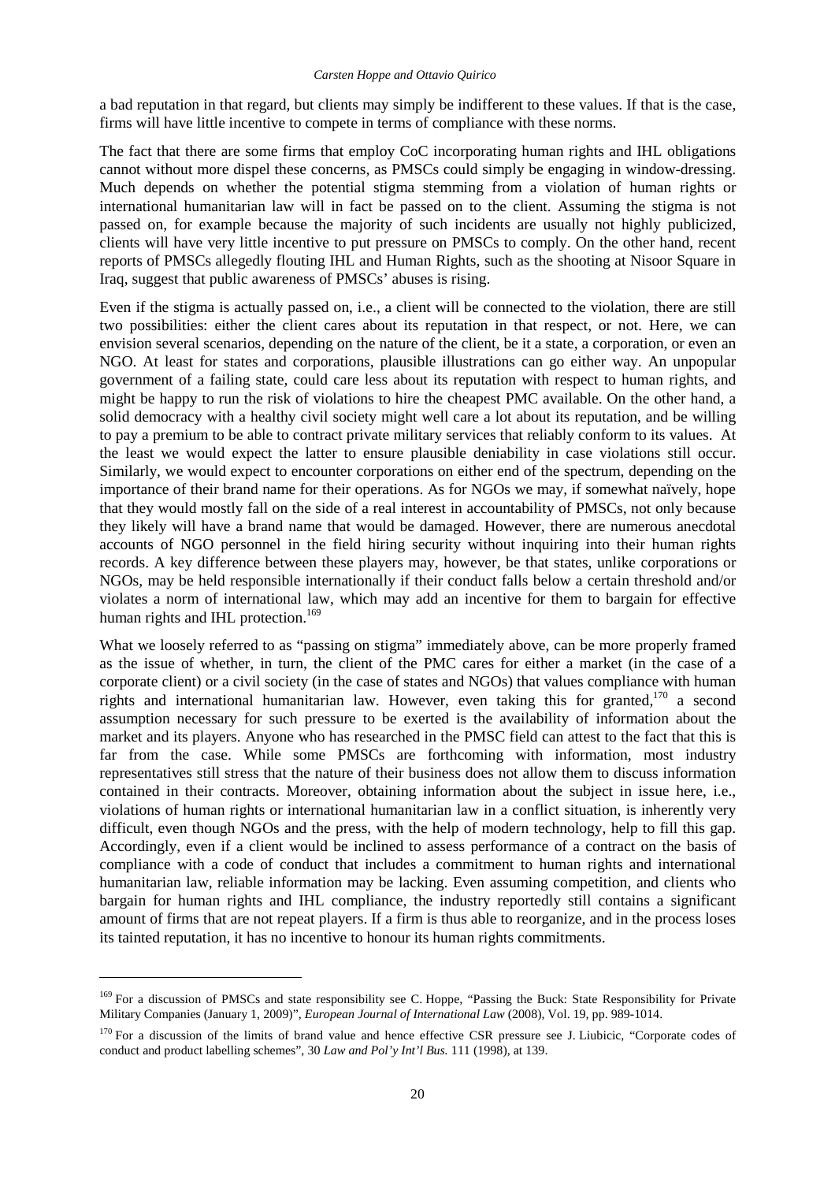a bad reputation in that regard, but clients may simply be indifferent to these values. If that is the case, firms will have little incentive to compete in terms of compliance with these norms.

The fact that there are some firms that employ CoC incorporating human rights and IHL obligations cannot without more dispel these concerns, as PMSCs could simply be engaging in window-dressing. Much depends on whether the potential stigma stemming from a violation of human rights or international humanitarian law will in fact be passed on to the client. Assuming the stigma is not passed on, for example because the majority of such incidents are usually not highly publicized, clients will have very little incentive to put pressure on PMSCs to comply. On the other hand, recent reports of PMSCs allegedly flouting IHL and Human Rights, such as the shooting at Nisoor Square in Iraq, suggest that public awareness of PMSCs' abuses is rising.

Even if the stigma is actually passed on, i.e., a client will be connected to the violation, there are still two possibilities: either the client cares about its reputation in that respect, or not. Here, we can envision several scenarios, depending on the nature of the client, be it a state, a corporation, or even an NGO. At least for states and corporations, plausible illustrations can go either way. An unpopular government of a failing state, could care less about its reputation with respect to human rights, and might be happy to run the risk of violations to hire the cheapest PMC available. On the other hand, a solid democracy with a healthy civil society might well care a lot about its reputation, and be willing to pay a premium to be able to contract private military services that reliably conform to its values. At the least we would expect the latter to ensure plausible deniability in case violations still occur. Similarly, we would expect to encounter corporations on either end of the spectrum, depending on the importance of their brand name for their operations. As for NGOs we may, if somewhat naïvely, hope that they would mostly fall on the side of a real interest in accountability of PMSCs, not only because they likely will have a brand name that would be damaged. However, there are numerous anecdotal accounts of NGO personnel in the field hiring security without inquiring into their human rights records. A key difference between these players may, however, be that states, unlike corporations or NGOs, may be held responsible internationally if their conduct falls below a certain threshold and/or violates a norm of international law, which may add an incentive for them to bargain for effective human rights and IHL protection.[169]

What we loosely referred to as "passing on stigma" immediately above, can be more properly framed as the issue of whether, in turn, the client of the PMC cares for either a market (in the case of a corporate client) or a civil society (in the case of states and NGOs) that values compliance with human rights and international humanitarian law. However, even taking this for granted,[170] a second assumption necessary for such pressure to be exerted is the availability of information about the market and its players. Anyone who has researched in the PMSC field can attest to the fact that this is far from the case. While some PMSCs are forthcoming with information, most industry representatives still stress that the nature of their business does not allow them to discuss information contained in their contracts. Moreover, obtaining information about the subject in issue here, i.e., violations of human rights or international humanitarian law in a conflict situation, is inherently very difficult, even though NGOs and the press, with the help of modern technology, help to fill this gap. Accordingly, even if a client would be inclined to assess performance of a contract on the basis of compliance with a code of conduct that includes a commitment to human rights and international humanitarian law, reliable information may be lacking. Even assuming competition, and clients who bargain for human rights and IHL compliance, the industry reportedly still contains a significant amount of firms that are not repeat players. If a firm is thus able to reorganize, and in the process loses its tainted reputation, it has no incentive to honour its human rights commitments.

---

[169] For a discussion of PMSCs and state responsibility see C. Hoppe, "Passing the Buck: State Responsibility for Private Military Companies (January 1, 2009)", *European Journal of International Law* (2008), Vol. 19, pp. 989-1014.

[170] For a discussion of the limits of brand value and hence effective CSR pressure see J. Liubicic, "Corporate codes of conduct and product labelling schemes", 30 *Law and Pol'y Int'l Bus.* 111 (1998), at 139.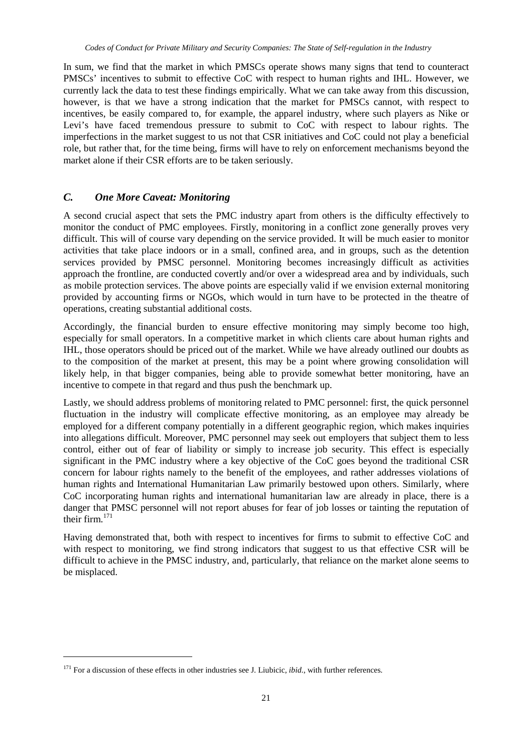In sum, we find that the market in which PMSCs operate shows many signs that tend to counteract PMSCs' incentives to submit to effective CoC with respect to human rights and IHL. However, we currently lack the data to test these findings empirically. What we can take away from this discussion, however, is that we have a strong indication that the market for PMSCs cannot, with respect to incentives, be easily compared to, for example, the apparel industry, where such players as Nike or Levi's have faced tremendous pressure to submit to CoC with respect to labour rights. The imperfections in the market suggest to us not that CSR initiatives and CoC could not play a beneficial role, but rather that, for the time being, firms will have to rely on enforcement mechanisms beyond the market alone if their CSR efforts are to be taken seriously.

## *C. One More Caveat: Monitoring*

A second crucial aspect that sets the PMC industry apart from others is the difficulty effectively to monitor the conduct of PMC employees. Firstly, monitoring in a conflict zone generally proves very difficult. This will of course vary depending on the service provided. It will be much easier to monitor activities that take place indoors or in a small, confined area, and in groups, such as the detention services provided by PMSC personnel. Monitoring becomes increasingly difficult as activities approach the frontline, are conducted covertly and/or over a widespread area and by individuals, such as mobile protection services. The above points are especially valid if we envision external monitoring provided by accounting firms or NGOs, which would in turn have to be protected in the theatre of operations, creating substantial additional costs.

Accordingly, the financial burden to ensure effective monitoring may simply become too high, especially for small operators. In a competitive market in which clients care about human rights and IHL, those operators should be priced out of the market. While we have already outlined our doubts as to the composition of the market at present, this may be a point where growing consolidation will likely help, in that bigger companies, being able to provide somewhat better monitoring, have an incentive to compete in that regard and thus push the benchmark up.

Lastly, we should address problems of monitoring related to PMC personnel: first, the quick personnel fluctuation in the industry will complicate effective monitoring, as an employee may already be employed for a different company potentially in a different geographic region, which makes inquiries into allegations difficult. Moreover, PMC personnel may seek out employers that subject them to less control, either out of fear of liability or simply to increase job security. This effect is especially significant in the PMC industry where a key objective of the CoC goes beyond the traditional CSR concern for labour rights namely to the benefit of the employees, and rather addresses violations of human rights and International Humanitarian Law primarily bestowed upon others. Similarly, where CoC incorporating human rights and international humanitarian law are already in place, there is a danger that PMSC personnel will not report abuses for fear of job losses or tainting the reputation of their firm.[171]

Having demonstrated that, both with respect to incentives for firms to submit to effective CoC and with respect to monitoring, we find strong indicators that suggest to us that effective CSR will be difficult to achieve in the PMSC industry, and, particularly, that reliance on the market alone seems to be misplaced.

---

[171] For a discussion of these effects in other industries see J. Liubicic, *ibid.*, with further references.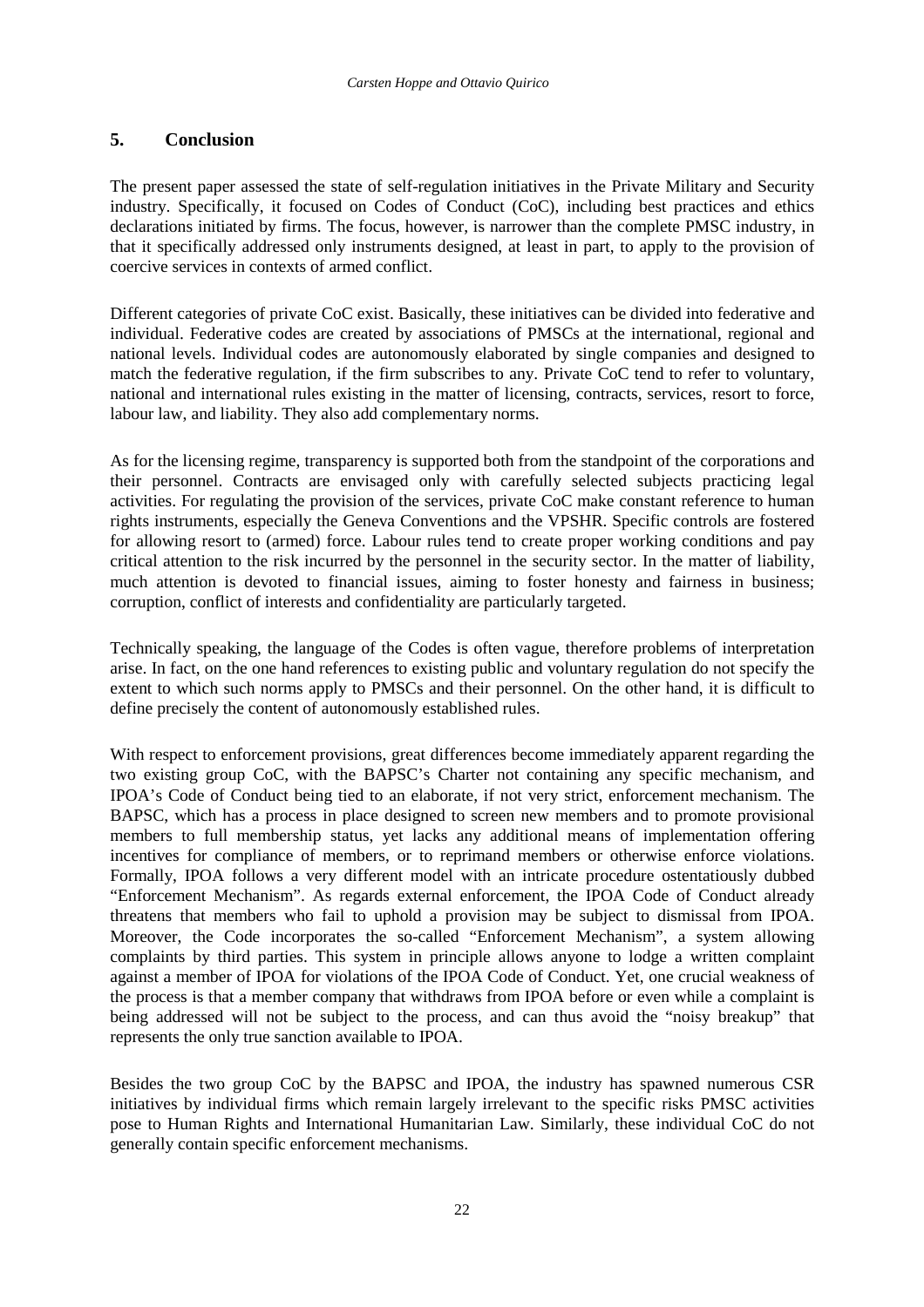## 5. Conclusion

The present paper assessed the state of self-regulation initiatives in the Private Military and Security industry. Specifically, it focused on Codes of Conduct (CoC), including best practices and ethics declarations initiated by firms. The focus, however, is narrower than the complete PMSC industry, in that it specifically addressed only instruments designed, at least in part, to apply to the provision of coercive services in contexts of armed conflict.

Different categories of private CoC exist. Basically, these initiatives can be divided into federative and individual. Federative codes are created by associations of PMSCs at the international, regional and national levels. Individual codes are autonomously elaborated by single companies and designed to match the federative regulation, if the firm subscribes to any. Private CoC tend to refer to voluntary, national and international rules existing in the matter of licensing, contracts, services, resort to force, labour law, and liability. They also add complementary norms.

As for the licensing regime, transparency is supported both from the standpoint of the corporations and their personnel. Contracts are envisaged only with carefully selected subjects practicing legal activities. For regulating the provision of the services, private CoC make constant reference to human rights instruments, especially the Geneva Conventions and the VPSHR. Specific controls are fostered for allowing resort to (armed) force. Labour rules tend to create proper working conditions and pay critical attention to the risk incurred by the personnel in the security sector. In the matter of liability, much attention is devoted to financial issues, aiming to foster honesty and fairness in business; corruption, conflict of interests and confidentiality are particularly targeted.

Technically speaking, the language of the Codes is often vague, therefore problems of interpretation arise. In fact, on the one hand references to existing public and voluntary regulation do not specify the extent to which such norms apply to PMSCs and their personnel. On the other hand, it is difficult to define precisely the content of autonomously established rules.

With respect to enforcement provisions, great differences become immediately apparent regarding the two existing group CoC, with the BAPSC's Charter not containing any specific mechanism, and IPOA's Code of Conduct being tied to an elaborate, if not very strict, enforcement mechanism. The BAPSC, which has a process in place designed to screen new members and to promote provisional members to full membership status, yet lacks any additional means of implementation offering incentives for compliance of members, or to reprimand members or otherwise enforce violations. Formally, IPOA follows a very different model with an intricate procedure ostentatiously dubbed "Enforcement Mechanism". As regards external enforcement, the IPOA Code of Conduct already threatens that members who fail to uphold a provision may be subject to dismissal from IPOA. Moreover, the Code incorporates the so-called "Enforcement Mechanism", a system allowing complaints by third parties. This system in principle allows anyone to lodge a written complaint against a member of IPOA for violations of the IPOA Code of Conduct. Yet, one crucial weakness of the process is that a member company that withdraws from IPOA before or even while a complaint is being addressed will not be subject to the process, and can thus avoid the "noisy breakup" that represents the only true sanction available to IPOA.

Besides the two group CoC by the BAPSC and IPOA, the industry has spawned numerous CSR initiatives by individual firms which remain largely irrelevant to the specific risks PMSC activities pose to Human Rights and International Humanitarian Law. Similarly, these individual CoC do not generally contain specific enforcement mechanisms.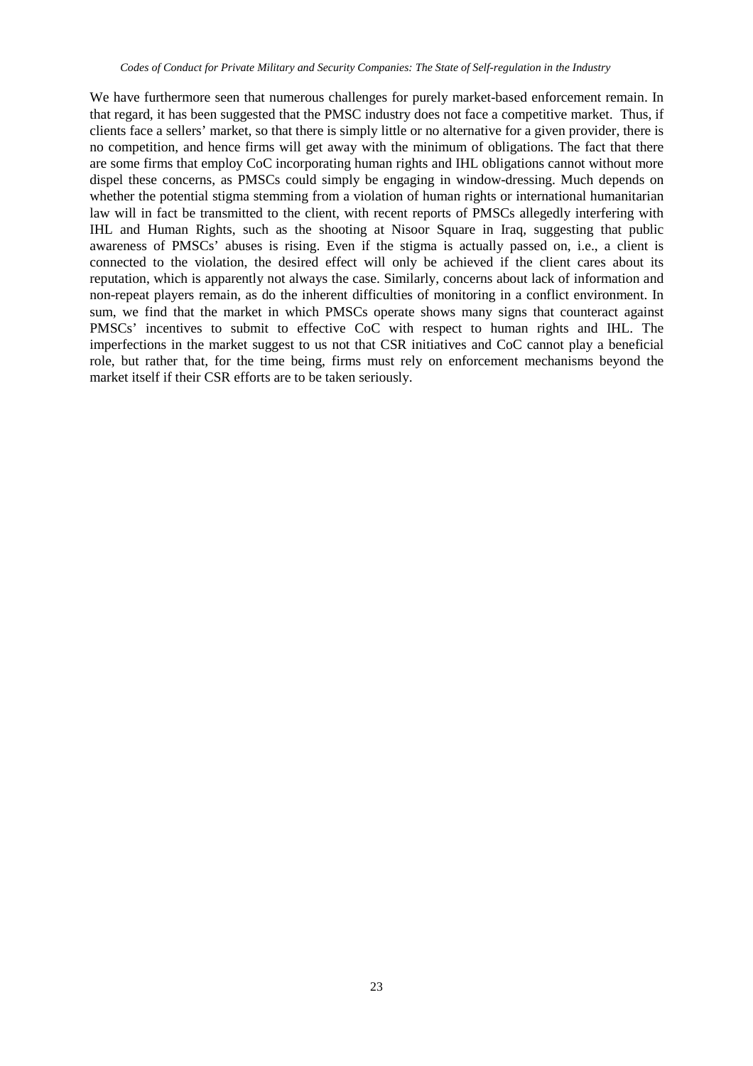We have furthermore seen that numerous challenges for purely market-based enforcement remain. In that regard, it has been suggested that the PMSC industry does not face a competitive market. Thus, if clients face a sellers' market, so that there is simply little or no alternative for a given provider, there is no competition, and hence firms will get away with the minimum of obligations. The fact that there are some firms that employ CoC incorporating human rights and IHL obligations cannot without more dispel these concerns, as PMSCs could simply be engaging in window-dressing. Much depends on whether the potential stigma stemming from a violation of human rights or international humanitarian law will in fact be transmitted to the client, with recent reports of PMSCs allegedly interfering with IHL and Human Rights, such as the shooting at Nisoor Square in Iraq, suggesting that public awareness of PMSCs' abuses is rising. Even if the stigma is actually passed on, i.e., a client is connected to the violation, the desired effect will only be achieved if the client cares about its reputation, which is apparently not always the case. Similarly, concerns about lack of information and non-repeat players remain, as do the inherent difficulties of monitoring in a conflict environment. In sum, we find that the market in which PMSCs operate shows many signs that counteract against PMSCs' incentives to submit to effective CoC with respect to human rights and IHL. The imperfections in the market suggest to us not that CSR initiatives and CoC cannot play a beneficial role, but rather that, for the time being, firms must rely on enforcement mechanisms beyond the market itself if their CSR efforts are to be taken seriously.